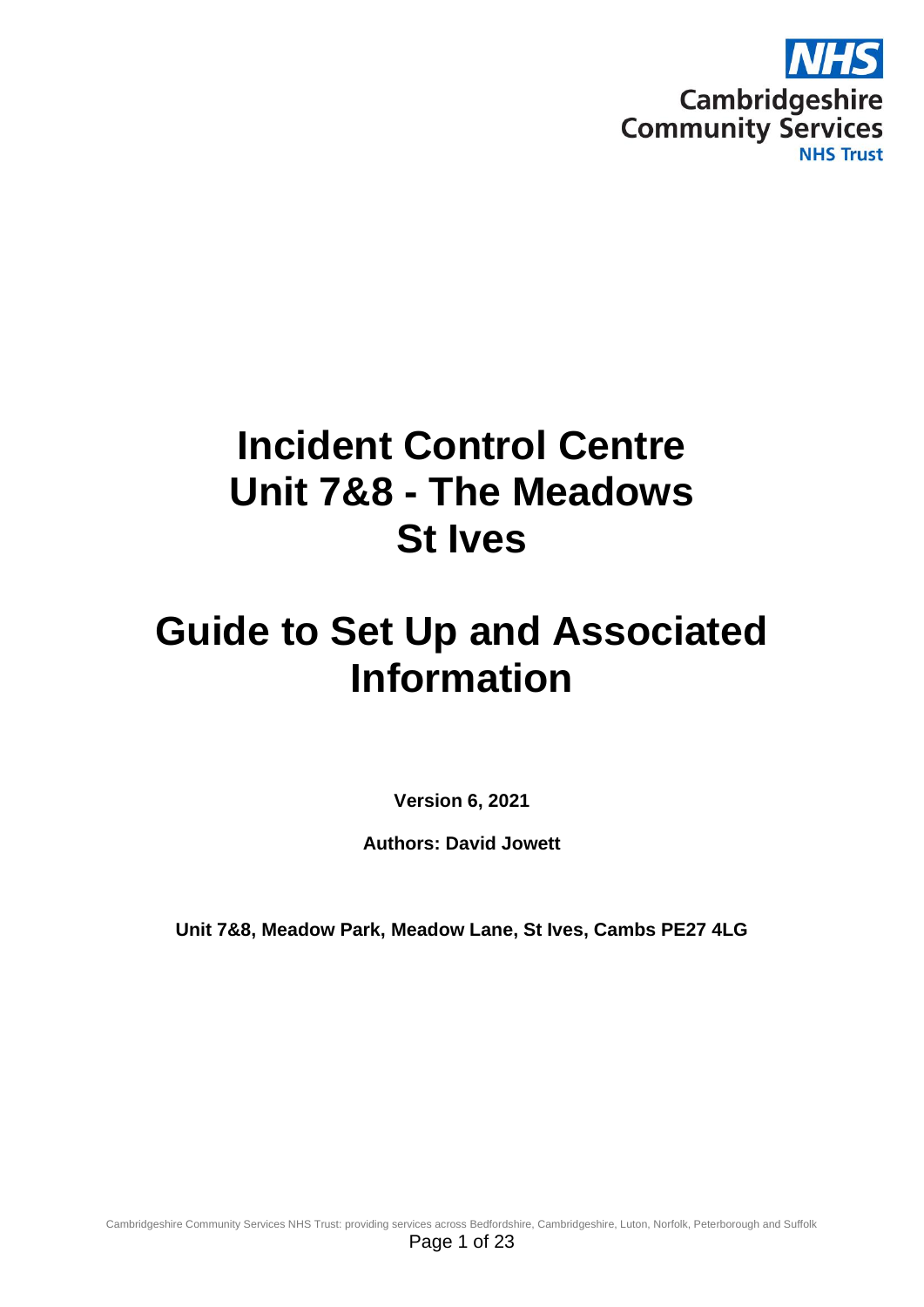NHS Cambridgeshire Community Services NHS Trust

# Incident Control Centre
# Unit 7&8 - The Meadows
# St Ives

# Guide to Set Up and Associated Information

**Version 6, 2021**

**Authors: David Jowett**

**Unit 7&8, Meadow Park, Meadow Lane, St Ives, Cambs PE27 4LG**

Cambridgeshire Community Services NHS Trust: providing services across Bedfordshire, Cambridgeshire, Luton, Norfolk, Peterborough and Suffolk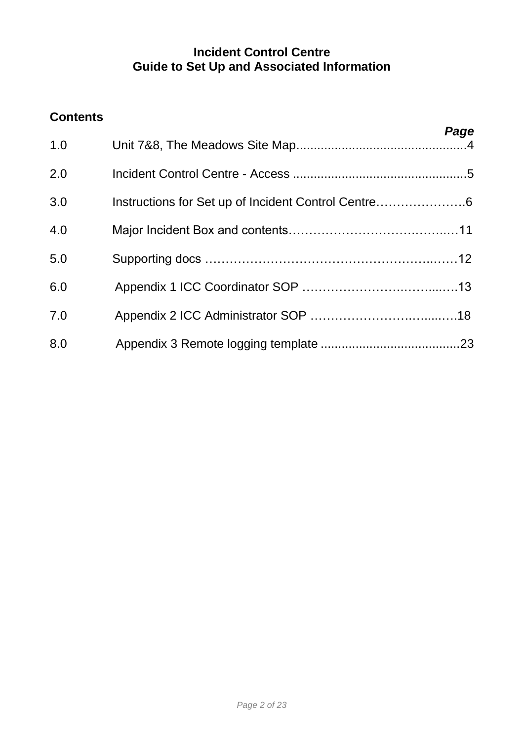**Incident Control Centre**
**Guide to Set Up and Associated Information**

## Contents

| | | *Page* |
|---|---|---|
| 1.0 | Unit 7&8, The Meadows Site Map | 4 |
| 2.0 | Incident Control Centre - Access | 5 |
| 3.0 | Instructions for Set up of Incident Control Centre | 6 |
| 4.0 | Major Incident Box and contents | 11 |
| 5.0 | Supporting docs | 12 |
| 6.0 | Appendix 1 ICC Coordinator SOP | 13 |
| 7.0 | Appendix 2 ICC Administrator SOP | 18 |
| 8.0 | Appendix 3 Remote logging template | 23 |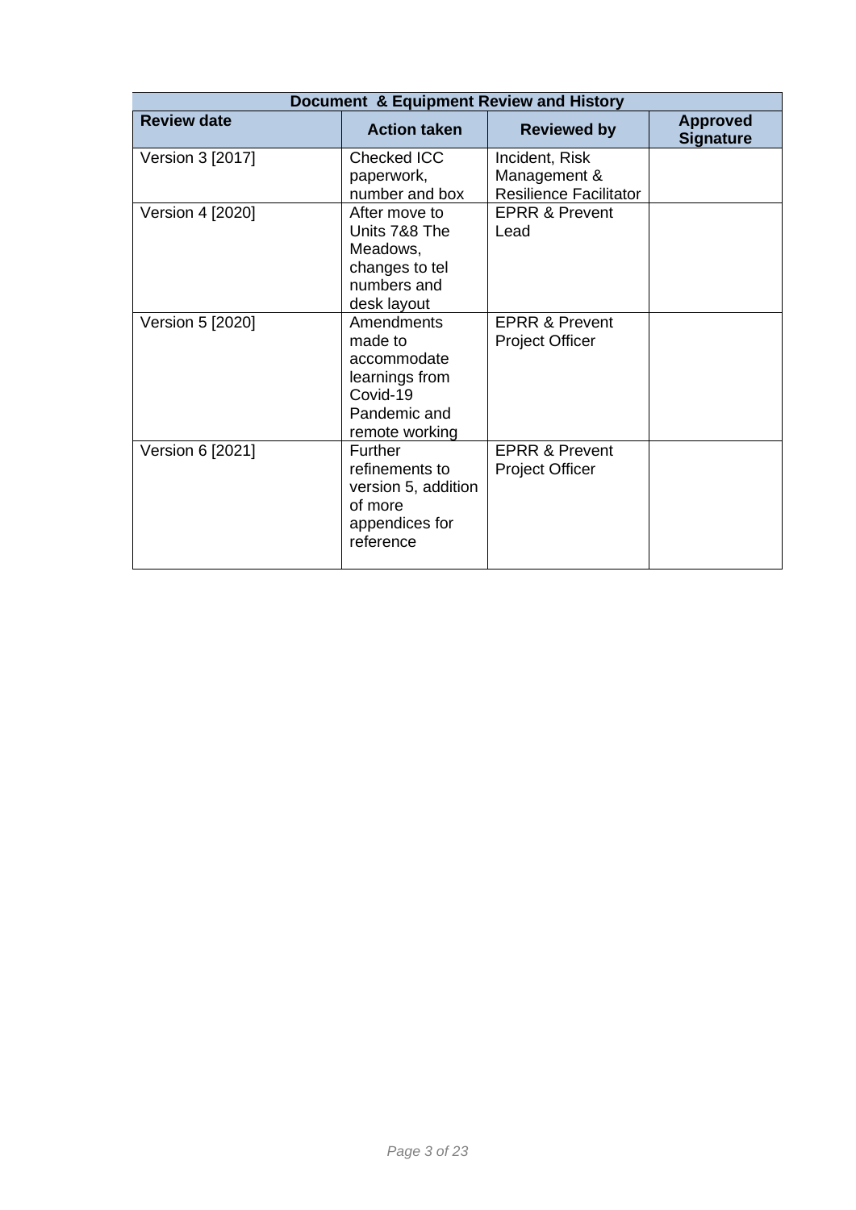| Document & Equipment Review and History | | | |
| --- | --- | --- | --- |
| **Review date** | **Action taken** | **Reviewed by** | **Approved Signature** |
| Version 3 [2017] | Checked ICC paperwork, number and box | Incident, Risk Management & Resilience Facilitator | |
| Version 4 [2020] | After move to Units 7&8 The Meadows, changes to tel numbers and desk layout | EPRR & Prevent Lead | |
| Version 5 [2020] | Amendments made to accommodate learnings from Covid-19 Pandemic and remote working | EPRR & Prevent Project Officer | |
| Version 6 [2021] | Further refinements to version 5, addition of more appendices for reference | EPRR & Prevent Project Officer | |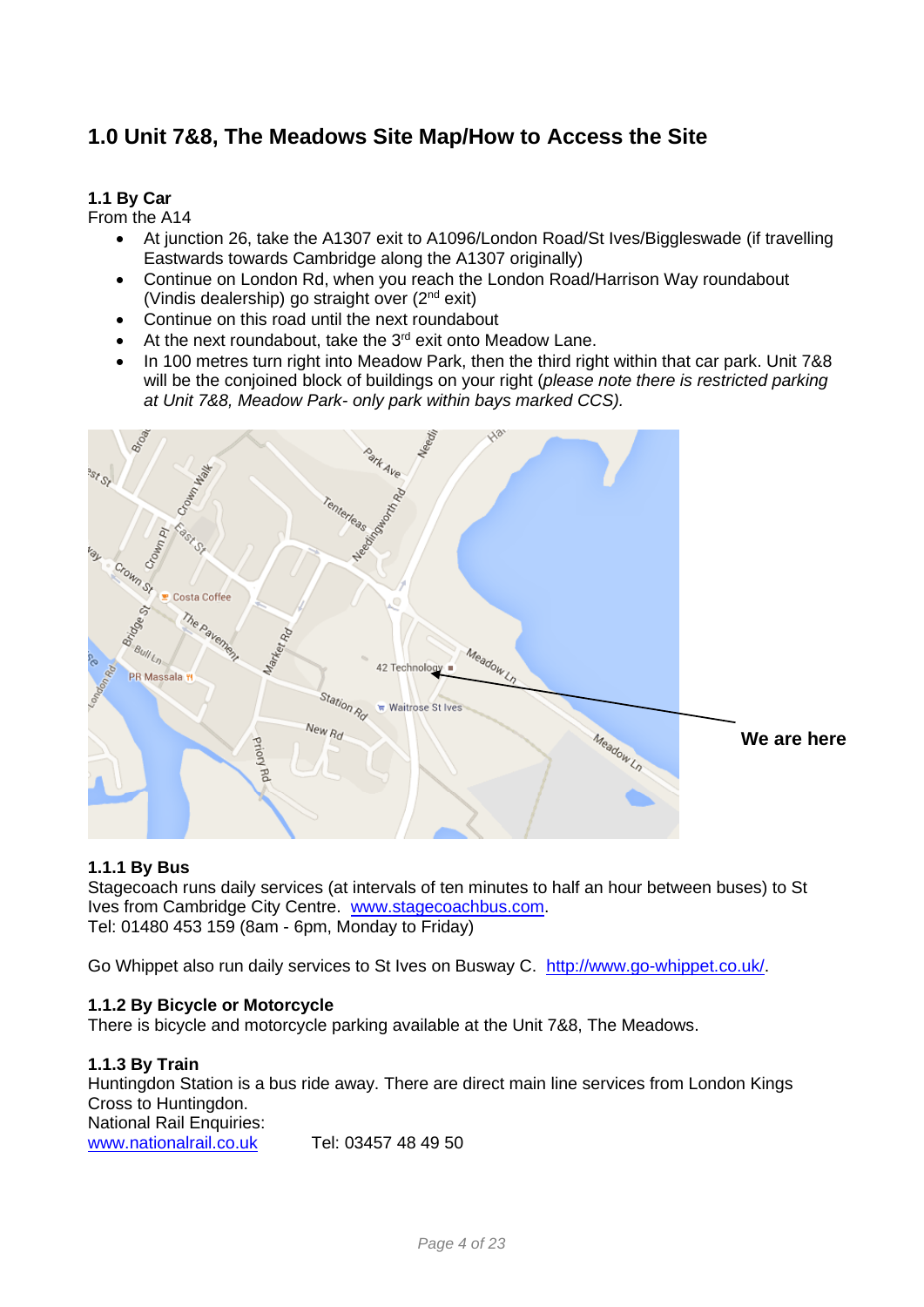## 1.0 Unit 7&8, The Meadows Site Map/How to Access the Site

### 1.1 By Car

From the A14

- At junction 26, take the A1307 exit to A1096/London Road/St Ives/Biggleswade (if travelling Eastwards towards Cambridge along the A1307 originally)
- Continue on London Rd, when you reach the London Road/Harrison Way roundabout (Vindis dealership) go straight over (2nd exit)
- Continue on this road until the next roundabout
- At the next roundabout, take the 3rd exit onto Meadow Lane.
- In 100 metres turn right into Meadow Park, then the third right within that car park. Unit 7&8 will be the conjoined block of buildings on your right (*please note there is restricted parking at Unit 7&8, Meadow Park- only park within bays marked CCS).*

**We are here**

#### 1.1.1 By Bus

Stagecoach runs daily services (at intervals of ten minutes to half an hour between buses) to St Ives from Cambridge City Centre. www.stagecoachbus.com.
Tel: 01480 453 159 (8am - 6pm, Monday to Friday)

Go Whippet also run daily services to St Ives on Busway C. http://www.go-whippet.co.uk/.

#### 1.1.2 By Bicycle or Motorcycle

There is bicycle and motorcycle parking available at the Unit 7&8, The Meadows.

#### 1.1.3 By Train

Huntingdon Station is a bus ride away. There are direct main line services from London Kings Cross to Huntingdon.
National Rail Enquiries:
www.nationalrail.co.uk Tel: 03457 48 49 50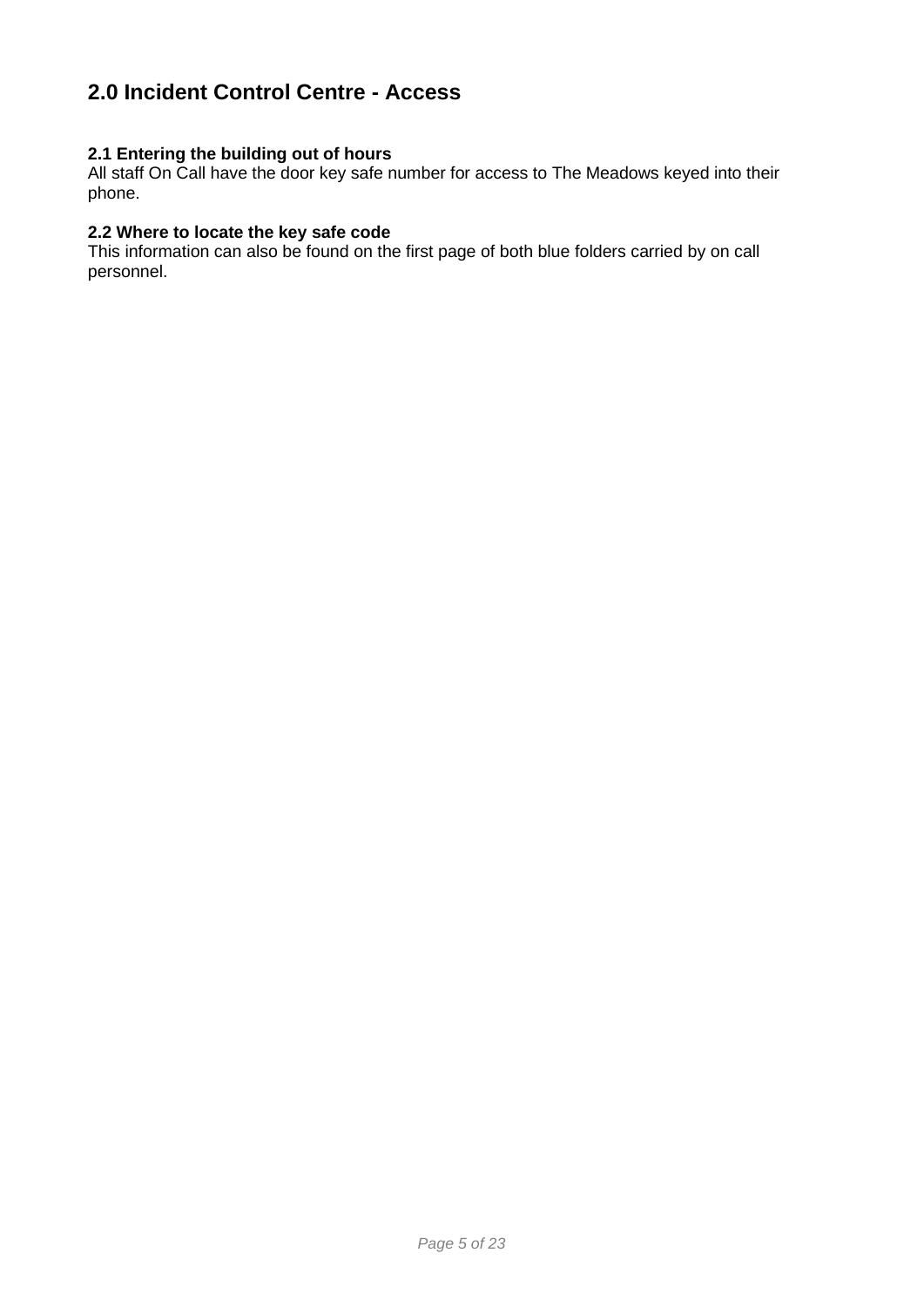## 2.0 Incident Control Centre - Access

### 2.1 Entering the building out of hours

All staff On Call have the door key safe number for access to The Meadows keyed into their phone.

### 2.2 Where to locate the key safe code

This information can also be found on the first page of both blue folders carried by on call personnel.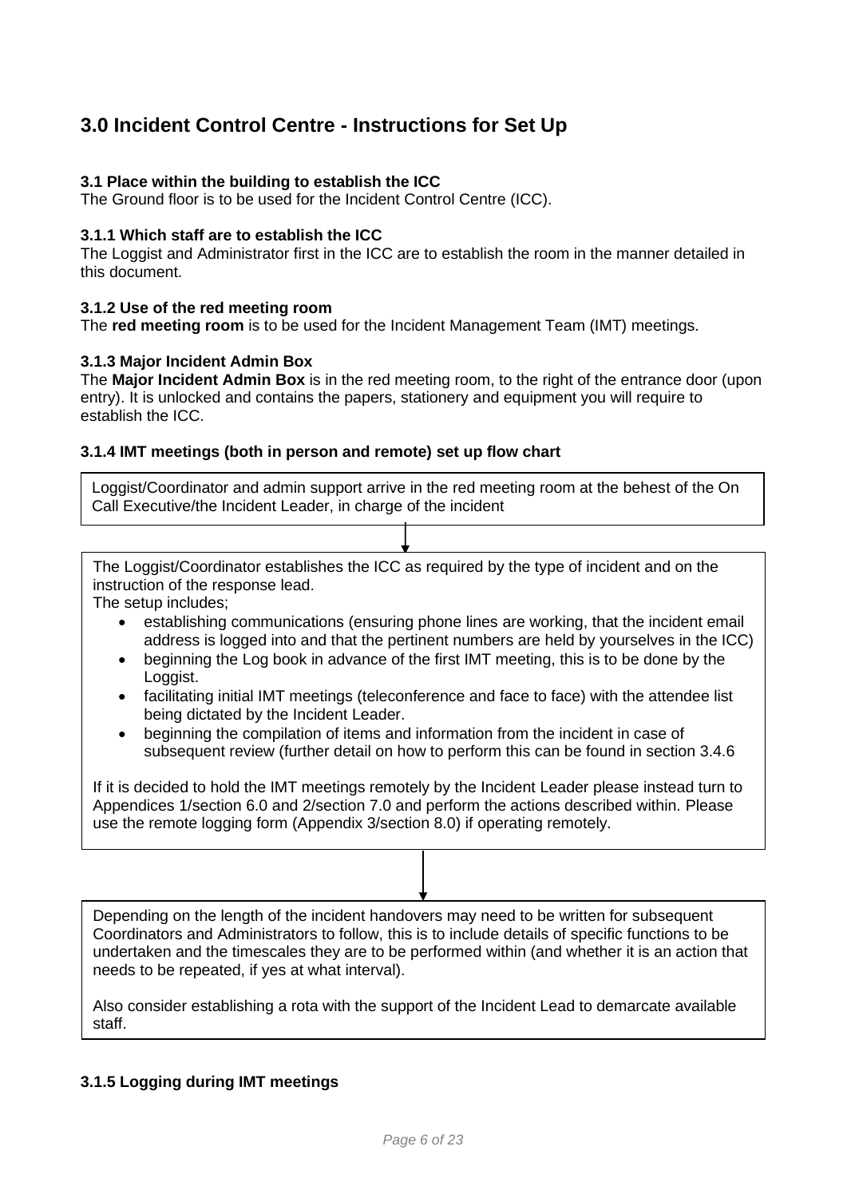## 3.0 Incident Control Centre - Instructions for Set Up

#### 3.1 Place within the building to establish the ICC

The Ground floor is to be used for the Incident Control Centre (ICC).

#### 3.1.1 Which staff are to establish the ICC

The Loggist and Administrator first in the ICC are to establish the room in the manner detailed in this document.

#### 3.1.2 Use of the red meeting room

The **red meeting room** is to be used for the Incident Management Team (IMT) meetings.

#### 3.1.3 Major Incident Admin Box

The **Major Incident Admin Box** is in the red meeting room, to the right of the entrance door (upon entry). It is unlocked and contains the papers, stationery and equipment you will require to establish the ICC.

#### 3.1.4 IMT meetings (both in person and remote) set up flow chart

Loggist/Coordinator and admin support arrive in the red meeting room at the behest of the On Call Executive/the Incident Leader, in charge of the incident

↓

The Loggist/Coordinator establishes the ICC as required by the type of incident and on the instruction of the response lead.

The setup includes;

- establishing communications (ensuring phone lines are working, that the incident email address is logged into and that the pertinent numbers are held by yourselves in the ICC)
- beginning the Log book in advance of the first IMT meeting, this is to be done by the Loggist.
- facilitating initial IMT meetings (teleconference and face to face) with the attendee list being dictated by the Incident Leader.
- beginning the compilation of items and information from the incident in case of subsequent review (further detail on how to perform this can be found in section 3.4.6

If it is decided to hold the IMT meetings remotely by the Incident Leader please instead turn to Appendices 1/section 6.0 and 2/section 7.0 and perform the actions described within. Please use the remote logging form (Appendix 3/section 8.0) if operating remotely.

↓

Depending on the length of the incident handovers may need to be written for subsequent Coordinators and Administrators to follow, this is to include details of specific functions to be undertaken and the timescales they are to be performed within (and whether it is an action that needs to be repeated, if yes at what interval).

Also consider establishing a rota with the support of the Incident Lead to demarcate available staff.

#### 3.1.5 Logging during IMT meetings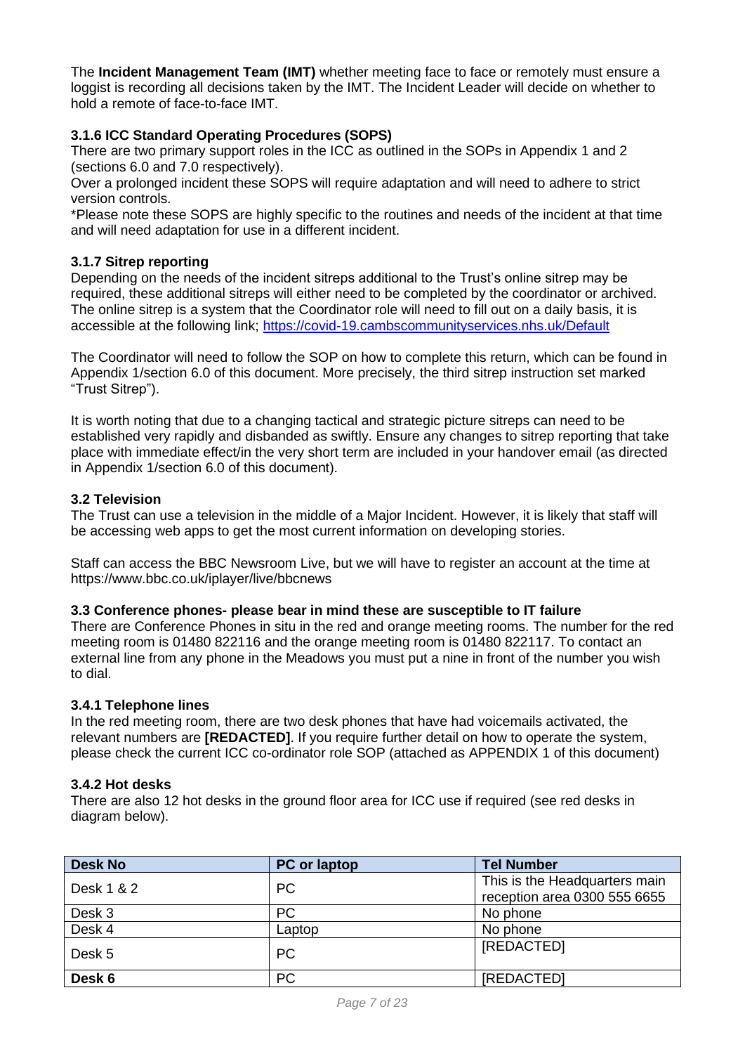The **Incident Management Team (IMT)** whether meeting face to face or remotely must ensure a loggist is recording all decisions taken by the IMT. The Incident Leader will decide on whether to hold a remote of face-to-face IMT.

### 3.1.6 ICC Standard Operating Procedures (SOPS)

There are two primary support roles in the ICC as outlined in the SOPs in Appendix 1 and 2 (sections 6.0 and 7.0 respectively).

Over a prolonged incident these SOPS will require adaptation and will need to adhere to strict version controls.

*Please note these SOPS are highly specific to the routines and needs of the incident at that time and will need adaptation for use in a different incident.

### 3.1.7 Sitrep reporting

Depending on the needs of the incident sitreps additional to the Trust's online sitrep may be required, these additional sitreps will either need to be completed by the coordinator or archived. The online sitrep is a system that the Coordinator role will need to fill out on a daily basis, it is accessible at the following link; https://covid-19.cambscommunityservices.nhs.uk/Default

The Coordinator will need to follow the SOP on how to complete this return, which can be found in Appendix 1/section 6.0 of this document. More precisely, the third sitrep instruction set marked "Trust Sitrep").

It is worth noting that due to a changing tactical and strategic picture sitreps can need to be established very rapidly and disbanded as swiftly. Ensure any changes to sitrep reporting that take place with immediate effect/in the very short term are included in your handover email (as directed in Appendix 1/section 6.0 of this document).

## 3.2 Television

The Trust can use a television in the middle of a Major Incident. However, it is likely that staff will be accessing web apps to get the most current information on developing stories.

Staff can access the BBC Newsroom Live, but we will have to register an account at the time at https://www.bbc.co.uk/iplayer/live/bbcnews

## 3.3 Conference phones- please bear in mind these are susceptible to IT failure

There are Conference Phones in situ in the red and orange meeting rooms. The number for the red meeting room is 01480 822116 and the orange meeting room is 01480 822117. To contact an external line from any phone in the Meadows you must put a nine in front of the number you wish to dial.

### 3.4.1 Telephone lines

In the red meeting room, there are two desk phones that have had voicemails activated, the relevant numbers are **[REDACTED]**. If you require further detail on how to operate the system, please check the current ICC co-ordinator role SOP (attached as APPENDIX 1 of this document)

### 3.4.2 Hot desks

There are also 12 hot desks in the ground floor area for ICC use if required (see red desks in diagram below).

| Desk No | PC or laptop | Tel Number |
|---|---|---|
| Desk 1 & 2 | PC | This is the Headquarters main reception area 0300 555 6655 |
| Desk 3 | PC | No phone |
| Desk 4 | Laptop | No phone |
| Desk 5 | PC | [REDACTED] |
| **Desk 6** | PC | [REDACTED] |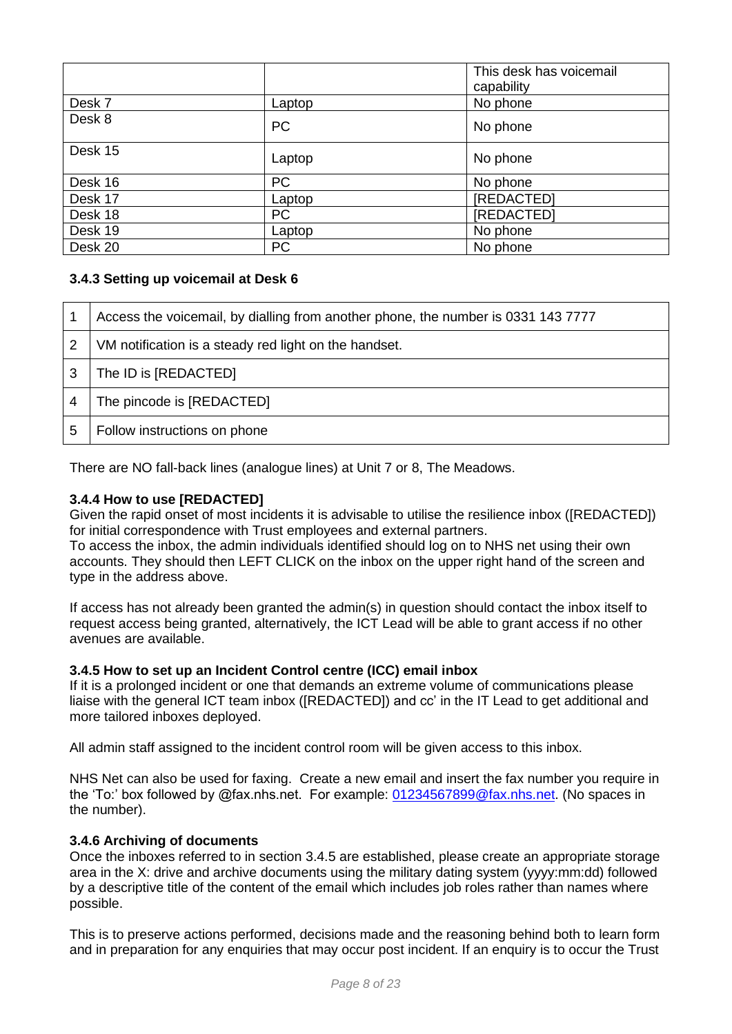| | | This desk has voicemail capability |
|---|---|---|
| Desk 7 | Laptop | No phone |
| Desk 8 | PC | No phone |
| Desk 15 | Laptop | No phone |
| Desk 16 | PC | No phone |
| Desk 17 | Laptop | [REDACTED] |
| Desk 18 | PC | [REDACTED] |
| Desk 19 | Laptop | No phone |
| Desk 20 | PC | No phone |

### 3.4.3 Setting up voicemail at Desk 6

| | |
|---|---|
| 1 | Access the voicemail, by dialling from another phone, the number is 0331 143 7777 |
| 2 | VM notification is a steady red light on the handset. |
| 3 | The ID is [REDACTED] |
| 4 | The pincode is [REDACTED] |
| 5 | Follow instructions on phone |

There are NO fall-back lines (analogue lines) at Unit 7 or 8, The Meadows.

### 3.4.4 How to use [REDACTED]

Given the rapid onset of most incidents it is advisable to utilise the resilience inbox ([REDACTED]) for initial correspondence with Trust employees and external partners.
To access the inbox, the admin individuals identified should log on to NHS net using their own accounts. They should then LEFT CLICK on the inbox on the upper right hand of the screen and type in the address above.

If access has not already been granted the admin(s) in question should contact the inbox itself to request access being granted, alternatively, the ICT Lead will be able to grant access if no other avenues are available.

### 3.4.5 How to set up an Incident Control centre (ICC) email inbox

If it is a prolonged incident or one that demands an extreme volume of communications please liaise with the general ICT team inbox ([REDACTED]) and cc' in the IT Lead to get additional and more tailored inboxes deployed.

All admin staff assigned to the incident control room will be given access to this inbox.

NHS Net can also be used for faxing. Create a new email and insert the fax number you require in the 'To:' box followed by @fax.nhs.net. For example: 01234567899@fax.nhs.net. (No spaces in the number).

### 3.4.6 Archiving of documents

Once the inboxes referred to in section 3.4.5 are established, please create an appropriate storage area in the X: drive and archive documents using the military dating system (yyyy:mm:dd) followed by a descriptive title of the content of the email which includes job roles rather than names where possible.

This is to preserve actions performed, decisions made and the reasoning behind both to learn form and in preparation for any enquiries that may occur post incident. If an enquiry is to occur the Trust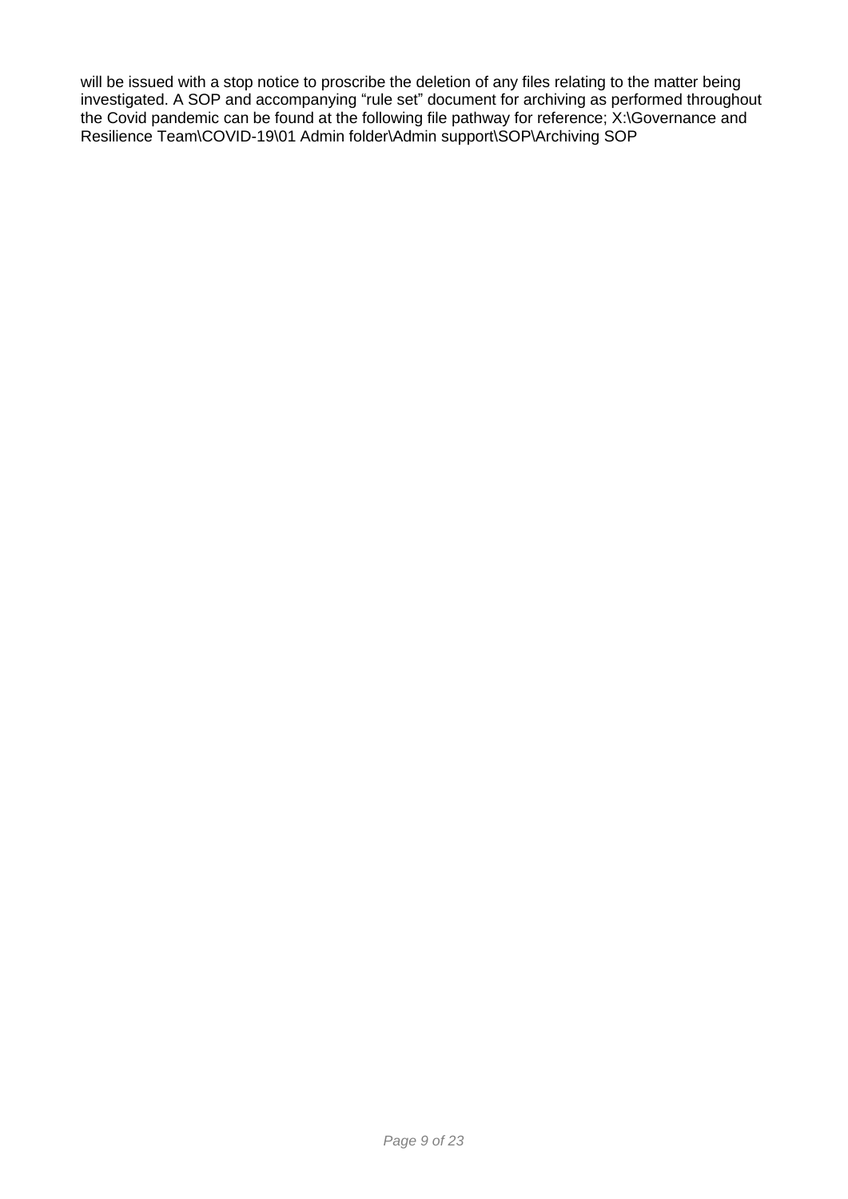will be issued with a stop notice to proscribe the deletion of any files relating to the matter being investigated. A SOP and accompanying “rule set” document for archiving as performed throughout the Covid pandemic can be found at the following file pathway for reference; X:\Governance and Resilience Team\COVID-19\01 Admin folder\Admin support\SOP\Archiving SOP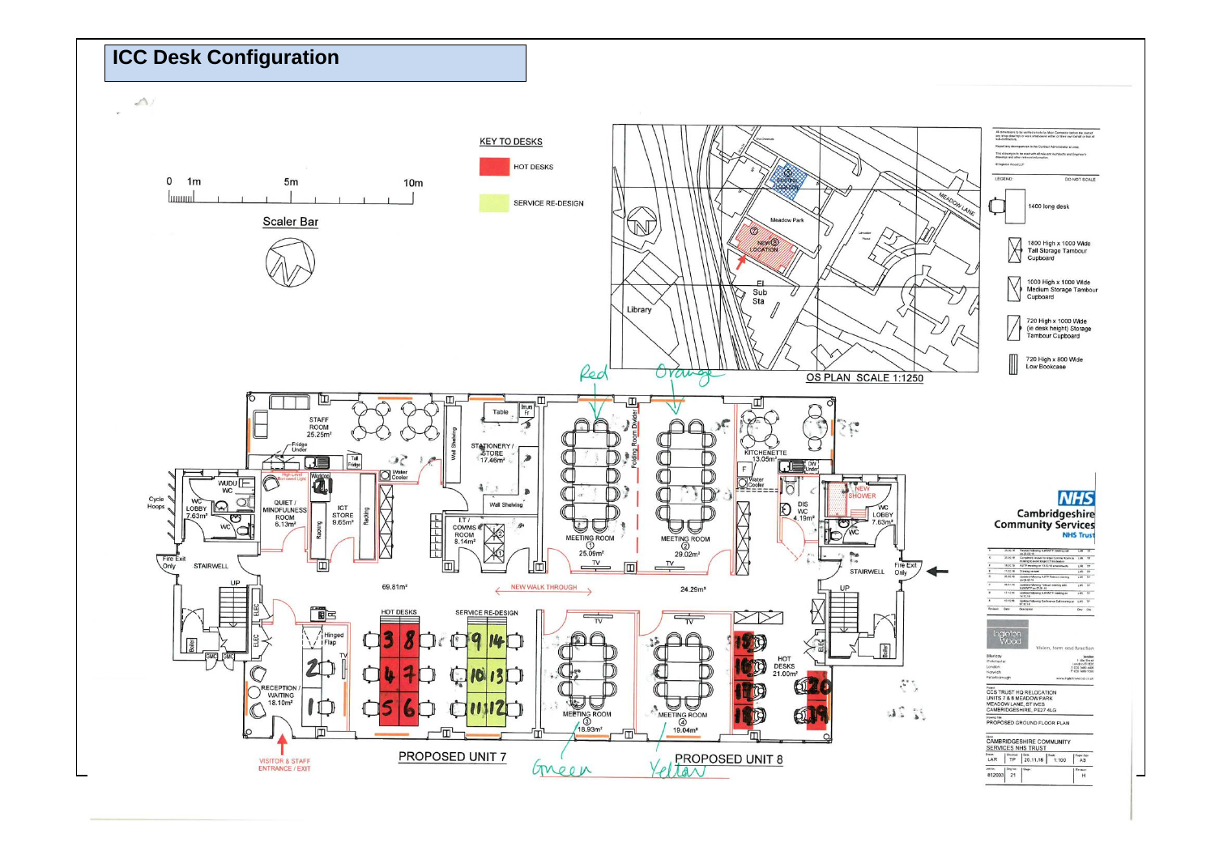# ICC Desk Configuration

**KEY TO DESKS**

- HOT DESKS
- SERVICE RE-DESIGN

Scaler Bar: 0 1m 5m 10m

OS PLAN SCALE 1:1250

LEGEND: DO NOT SCALE

- 1400 long desk
- 1800 High x 1000 Wide Tall Storage Tambour Cupboard
- 1000 High x 1000 Wide Medium Storage Tambour Cupboard
- 720 High x 1000 Wide (ie desk height) Storage Tambour Cupboard
- 720 High x 800 Wide Low Bookcase

PROPOSED UNIT 7

PROPOSED UNIT 8

Meeting rooms: Red – MEETING ROOM ① 25.09m²; Orange – MEETING ROOM ② 29.02m²; Green – MEETING ROOM ③ 18.93m²; Yellow – MEETING ROOM ④ 19.04m²

STAFF ROOM 25.25m²; STATIONERY / STORE 17.46m²; KITCHENETTE 13.05m²; QUIET / MINDFULNESS ROOM 6.13m²; ICT STORE 9.65m²; I.T / COMMS ROOM 8.14m²; WC LOBBY 7.63m²; DIS WC 4.19m²; WC LOBBY 7.63m²; RECEPTION / WAITING 18.10m²; HOT DESKS 21.00m²; 69.81m²; 24.29m²; NEW WALK THROUGH; HOT DESKS; SERVICE RE-DESIGN; VISITOR & STAFF ENTRANCE / EXIT

NHS Cambridgeshire Community Services NHS Trust

Ingleton Wood

Project: CCS TRUST HQ RELOCATION UNITS 7 & 8 MEADOW PARK MEADOW LANE, ST IVES CAMBRIDGESHIRE, PE27 4LG

Drawing Title: PROPOSED GROUND FLOOR PLAN

Client: CAMBRIDGESHIRE COMMUNITY SERVICES NHS TRUST

Drawn: LAR | Checked: TP | Date: 26.11.18 | Scale: 1:100 | Paper Size: A3

Job No: 812003 | Dwg No: 21 | Revision: H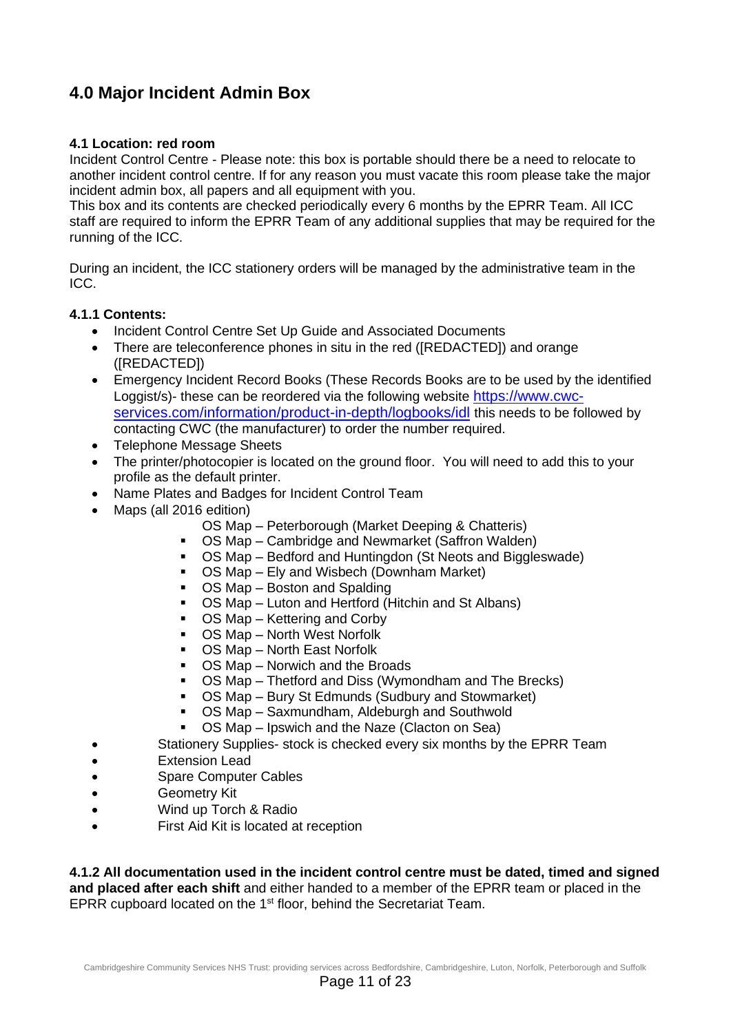## 4.0 Major Incident Admin Box

**4.1 Location: red room**

Incident Control Centre - Please note: this box is portable should there be a need to relocate to another incident control centre. If for any reason you must vacate this room please take the major incident admin box, all papers and all equipment with you.

This box and its contents are checked periodically every 6 months by the EPRR Team. All ICC staff are required to inform the EPRR Team of any additional supplies that may be required for the running of the ICC.

During an incident, the ICC stationery orders will be managed by the administrative team in the ICC.

**4.1.1 Contents:**

- Incident Control Centre Set Up Guide and Associated Documents
- There are teleconference phones in situ in the red ([REDACTED]) and orange ([REDACTED])
- Emergency Incident Record Books (These Records Books are to be used by the identified Loggist/s)- these can be reordered via the following website [https://www.cwc-services.com/information/product-in-depth/logbooks/idl](https://www.cwc-services.com/information/product-in-depth/logbooks/idl) this needs to be followed by contacting CWC (the manufacturer) to order the number required.
- Telephone Message Sheets
- The printer/photocopier is located on the ground floor. You will need to add this to your profile as the default printer.
- Name Plates and Badges for Incident Control Team
- Maps (all 2016 edition)
  - OS Map – Peterborough (Market Deeping & Chatteris)
  - OS Map – Cambridge and Newmarket (Saffron Walden)
  - OS Map – Bedford and Huntingdon (St Neots and Biggleswade)
  - OS Map – Ely and Wisbech (Downham Market)
  - OS Map – Boston and Spalding
  - OS Map – Luton and Hertford (Hitchin and St Albans)
  - OS Map – Kettering and Corby
  - OS Map – North West Norfolk
  - OS Map – North East Norfolk
  - OS Map – Norwich and the Broads
  - OS Map – Thetford and Diss (Wymondham and The Brecks)
  - OS Map – Bury St Edmunds (Sudbury and Stowmarket)
  - OS Map – Saxmundham, Aldeburgh and Southwold
  - OS Map – Ipswich and the Naze (Clacton on Sea)
- Stationery Supplies- stock is checked every six months by the EPRR Team
- Extension Lead
- Spare Computer Cables
- Geometry Kit
- Wind up Torch & Radio
- First Aid Kit is located at reception

**4.1.2 All documentation used in the incident control centre must be dated, timed and signed and placed after each shift** and either handed to a member of the EPRR team or placed in the EPRR cupboard located on the 1st floor, behind the Secretariat Team.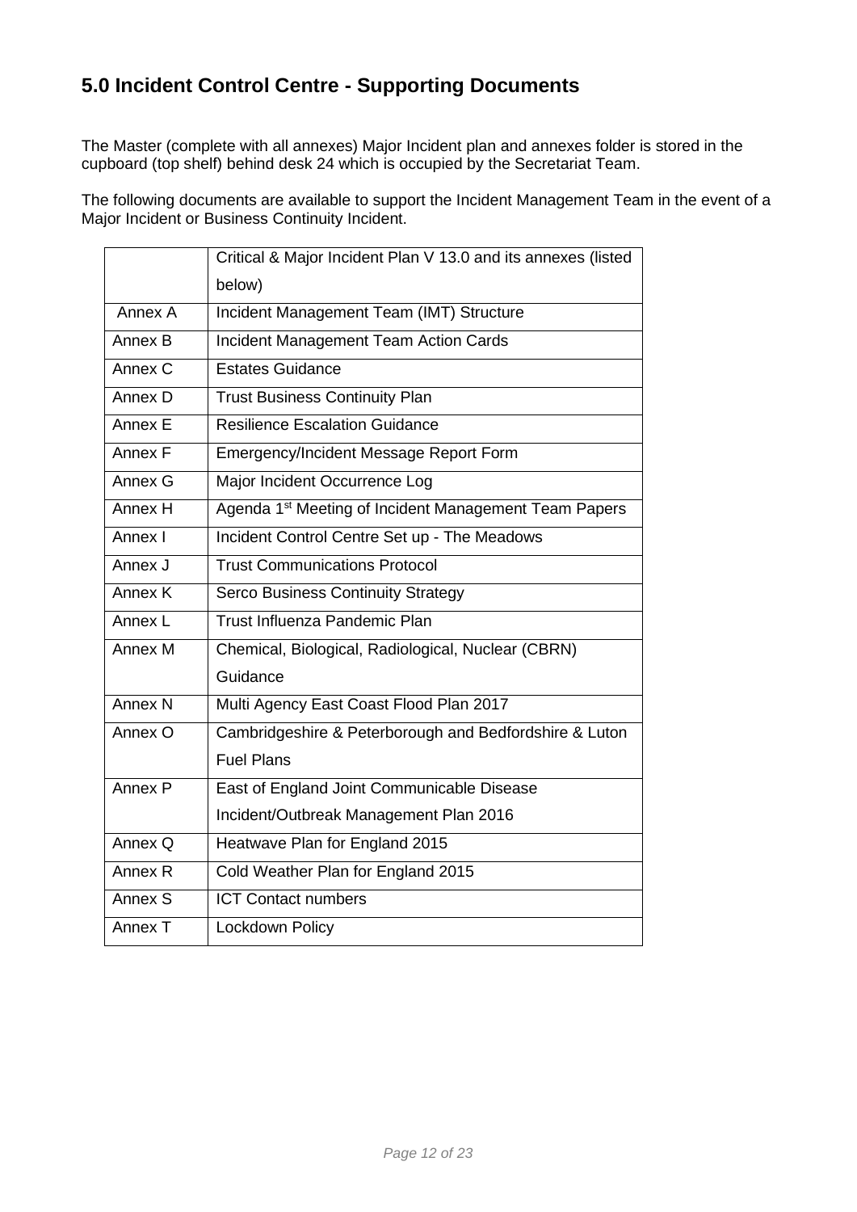## 5.0 Incident Control Centre - Supporting Documents

The Master (complete with all annexes) Major Incident plan and annexes folder is stored in the cupboard (top shelf) behind desk 24 which is occupied by the Secretariat Team.

The following documents are available to support the Incident Management Team in the event of a Major Incident or Business Continuity Incident.

| | Critical & Major Incident Plan V 13.0 and its annexes (listed below) |
|---|---|
| Annex A | Incident Management Team (IMT) Structure |
| Annex B | Incident Management Team Action Cards |
| Annex C | Estates Guidance |
| Annex D | Trust Business Continuity Plan |
| Annex E | Resilience Escalation Guidance |
| Annex F | Emergency/Incident Message Report Form |
| Annex G | Major Incident Occurrence Log |
| Annex H | Agenda 1st Meeting of Incident Management Team Papers |
| Annex I | Incident Control Centre Set up - The Meadows |
| Annex J | Trust Communications Protocol |
| Annex K | Serco Business Continuity Strategy |
| Annex L | Trust Influenza Pandemic Plan |
| Annex M | Chemical, Biological, Radiological, Nuclear (CBRN) Guidance |
| Annex N | Multi Agency East Coast Flood Plan 2017 |
| Annex O | Cambridgeshire & Peterborough and Bedfordshire & Luton Fuel Plans |
| Annex P | East of England Joint Communicable Disease Incident/Outbreak Management Plan 2016 |
| Annex Q | Heatwave Plan for England 2015 |
| Annex R | Cold Weather Plan for England 2015 |
| Annex S | ICT Contact numbers |
| Annex T | Lockdown Policy |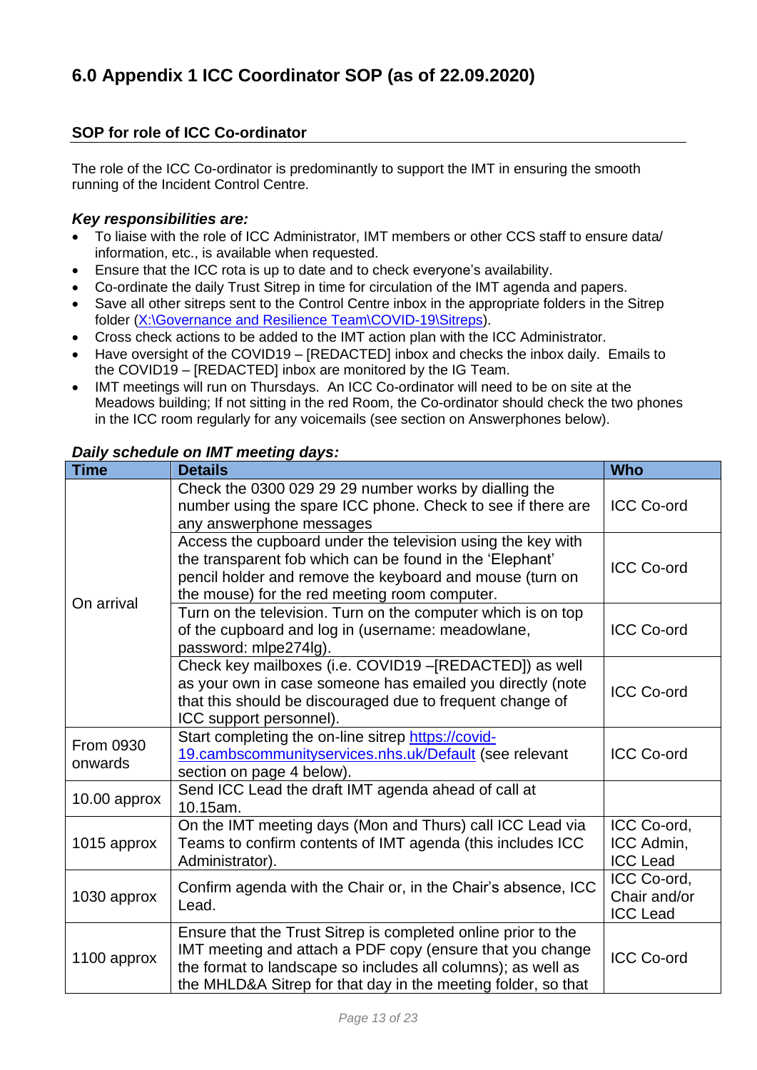## 6.0 Appendix 1 ICC Coordinator SOP (as of 22.09.2020)

### SOP for role of ICC Co-ordinator

The role of the ICC Co-ordinator is predominantly to support the IMT in ensuring the smooth running of the Incident Control Centre.

***Key responsibilities are:***

- To liaise with the role of ICC Administrator, IMT members or other CCS staff to ensure data/ information, etc., is available when requested.
- Ensure that the ICC rota is up to date and to check everyone's availability.
- Co-ordinate the daily Trust Sitrep in time for circulation of the IMT agenda and papers.
- Save all other sitreps sent to the Control Centre inbox in the appropriate folders in the Sitrep folder (X:\Governance and Resilience Team\COVID-19\Sitreps).
- Cross check actions to be added to the IMT action plan with the ICC Administrator.
- Have oversight of the COVID19 – [REDACTED] inbox and checks the inbox daily. Emails to the COVID19 – [REDACTED] inbox are monitored by the IG Team.
- IMT meetings will run on Thursdays. An ICC Co-ordinator will need to be on site at the Meadows building; If not sitting in the red Room, the Co-ordinator should check the two phones in the ICC room regularly for any voicemails (see section on Answerphones below).

***Daily schedule on IMT meeting days:***

| Time | Details | Who |
|---|---|---|
| On arrival | Check the 0300 029 29 29 number works by dialling the number using the spare ICC phone. Check to see if there are any answerphone messages | ICC Co-ord |
| | Access the cupboard under the television using the key with the transparent fob which can be found in the 'Elephant' pencil holder and remove the keyboard and mouse (turn on the mouse) for the red meeting room computer. | ICC Co-ord |
| | Turn on the television. Turn on the computer which is on top of the cupboard and log in (username: meadowlane, password: mlpe274lg). | ICC Co-ord |
| | Check key mailboxes (i.e. COVID19 –[REDACTED]) as well as your own in case someone has emailed you directly (note that this should be discouraged due to frequent change of ICC support personnel). | ICC Co-ord |
| From 0930 onwards | Start completing the on-line sitrep https://covid-19.cambscommunityservices.nhs.uk/Default (see relevant section on page 4 below). | ICC Co-ord |
| 10.00 approx | Send ICC Lead the draft IMT agenda ahead of call at 10.15am. | |
| 1015 approx | On the IMT meeting days (Mon and Thurs) call ICC Lead via Teams to confirm contents of IMT agenda (this includes ICC Administrator). | ICC Co-ord, ICC Admin, ICC Lead |
| 1030 approx | Confirm agenda with the Chair or, in the Chair's absence, ICC Lead. | ICC Co-ord, Chair and/or ICC Lead |
| 1100 approx | Ensure that the Trust Sitrep is completed online prior to the IMT meeting and attach a PDF copy (ensure that you change the format to landscape so includes all columns); as well as the MHLD&A Sitrep for that day in the meeting folder, so that | ICC Co-ord |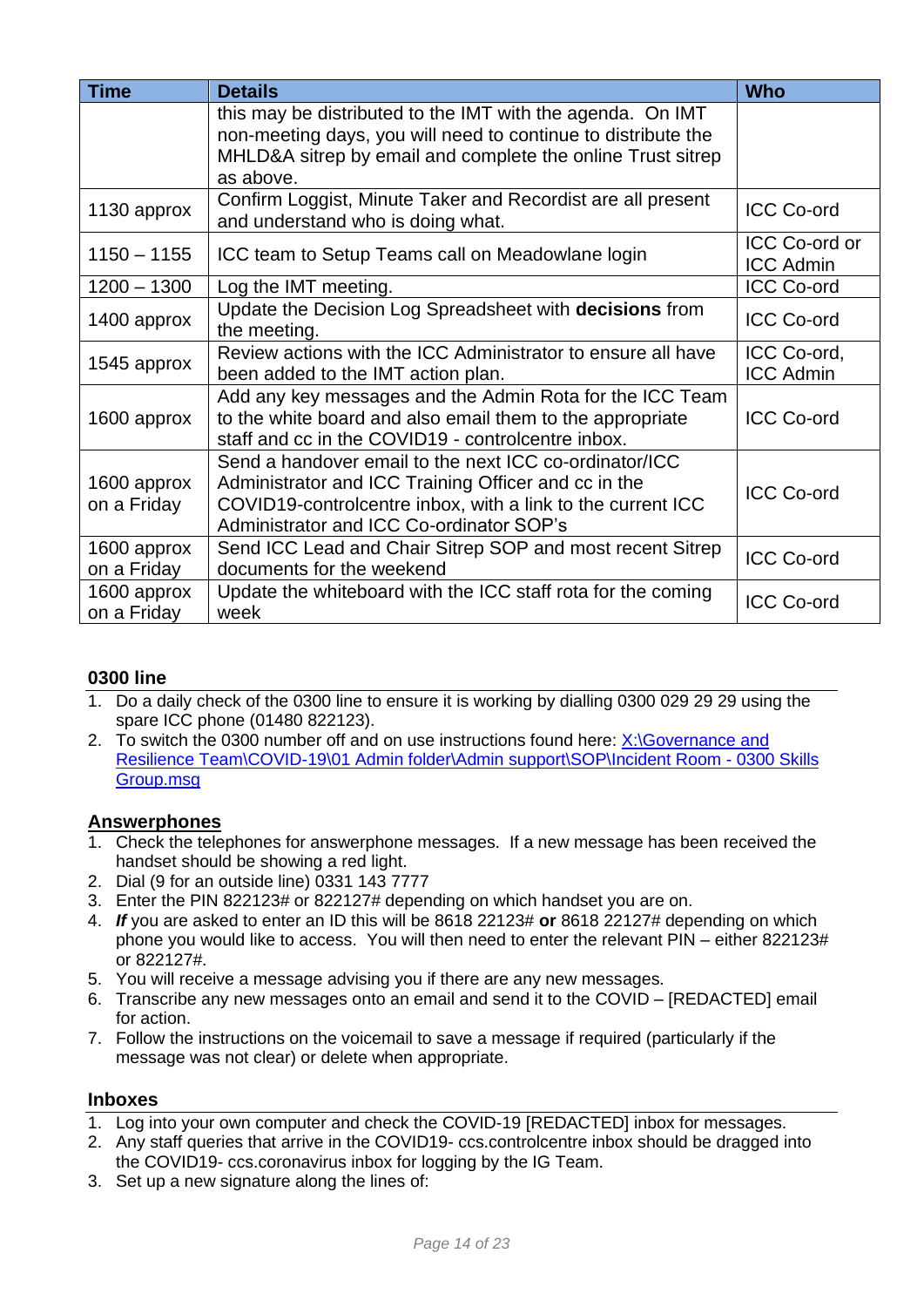| Time | Details | Who |
|---|---|---|
| | this may be distributed to the IMT with the agenda. On IMT non-meeting days, you will need to continue to distribute the MHLD&A sitrep by email and complete the online Trust sitrep as above. | |
| 1130 approx | Confirm Loggist, Minute Taker and Recordist are all present and understand who is doing what. | ICC Co-ord |
| 1150 – 1155 | ICC team to Setup Teams call on Meadowlane login | ICC Co-ord or ICC Admin |
| 1200 – 1300 | Log the IMT meeting. | ICC Co-ord |
| 1400 approx | Update the Decision Log Spreadsheet with **decisions** from the meeting. | ICC Co-ord |
| 1545 approx | Review actions with the ICC Administrator to ensure all have been added to the IMT action plan. | ICC Co-ord, ICC Admin |
| 1600 approx | Add any key messages and the Admin Rota for the ICC Team to the white board and also email them to the appropriate staff and cc in the COVID19 - controlcentre inbox. | ICC Co-ord |
| 1600 approx on a Friday | Send a handover email to the next ICC co-ordinator/ICC Administrator and ICC Training Officer and cc in the COVID19-controlcentre inbox, with a link to the current ICC Administrator and ICC Co-ordinator SOP's | ICC Co-ord |
| 1600 approx on a Friday | Send ICC Lead and Chair Sitrep SOP and most recent Sitrep documents for the weekend | ICC Co-ord |
| 1600 approx on a Friday | Update the whiteboard with the ICC staff rota for the coming week | ICC Co-ord |

### 0300 line

1. Do a daily check of the 0300 line to ensure it is working by dialling 0300 029 29 29 using the spare ICC phone (01480 822123).
2. To switch the 0300 number off and on use instructions found here: [X:\Governance and Resilience Team\COVID-19\01 Admin folder\Admin support\SOP\Incident Room - 0300 Skills Group.msg](X:\Governance and Resilience Team\COVID-19\01 Admin folder\Admin support\SOP\Incident Room - 0300 Skills Group.msg)

### Answerphones

1. Check the telephones for answerphone messages. If a new message has been received the handset should be showing a red light.
2. Dial (9 for an outside line) 0331 143 7777
3. Enter the PIN 822123# or 822127# depending on which handset you are on.
4. ***If*** you are asked to enter an ID this will be 8618 22123# **or** 8618 22127# depending on which phone you would like to access. You will then need to enter the relevant PIN – either 822123# or 822127#.
5. You will receive a message advising you if there are any new messages.
6. Transcribe any new messages onto an email and send it to the COVID – [REDACTED] email for action.
7. Follow the instructions on the voicemail to save a message if required (particularly if the message was not clear) or delete when appropriate.

### Inboxes

1. Log into your own computer and check the COVID-19 [REDACTED] inbox for messages.
2. Any staff queries that arrive in the COVID19- ccs.controlcentre inbox should be dragged into the COVID19- ccs.coronavirus inbox for logging by the IG Team.
3. Set up a new signature along the lines of: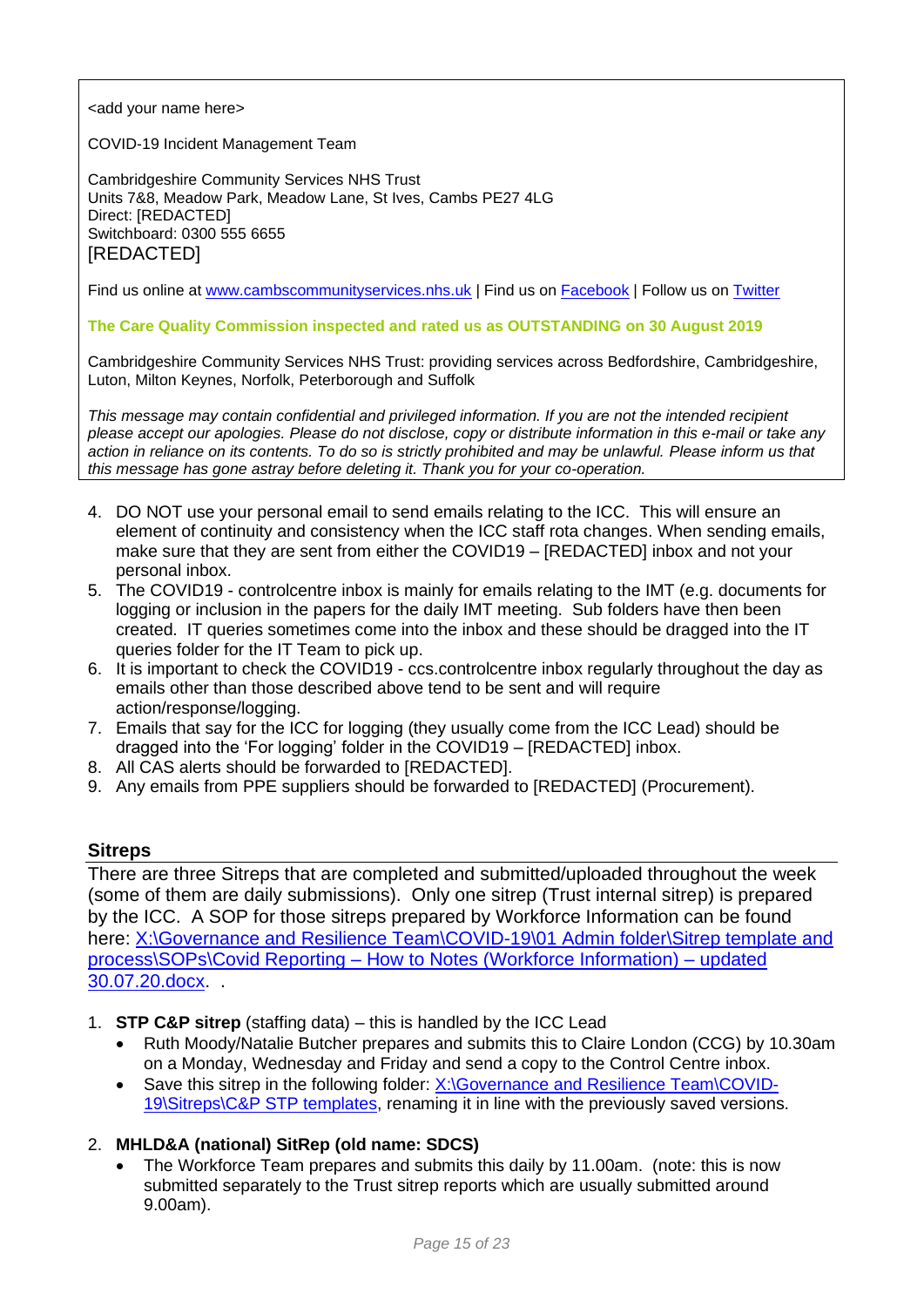<add your name here>

COVID-19 Incident Management Team

Cambridgeshire Community Services NHS Trust
Units 7&8, Meadow Park, Meadow Lane, St Ives, Cambs PE27 4LG
Direct: [REDACTED]
Switchboard: 0300 555 6655
[REDACTED]

Find us online at [www.cambscommunityservices.nhs.uk](http://www.cambscommunityservices.nhs.uk) | Find us on Facebook | Follow us on Twitter

**The Care Quality Commission inspected and rated us as OUTSTANDING on 30 August 2019**

Cambridgeshire Community Services NHS Trust: providing services across Bedfordshire, Cambridgeshire, Luton, Milton Keynes, Norfolk, Peterborough and Suffolk

*This message may contain confidential and privileged information. If you are not the intended recipient please accept our apologies. Please do not disclose, copy or distribute information in this e-mail or take any action in reliance on its contents. To do so is strictly prohibited and may be unlawful. Please inform us that this message has gone astray before deleting it. Thank you for your co-operation.*

4. DO NOT use your personal email to send emails relating to the ICC. This will ensure an element of continuity and consistency when the ICC staff rota changes. When sending emails, make sure that they are sent from either the COVID19 – [REDACTED] inbox and not your personal inbox.
5. The COVID19 - controlcentre inbox is mainly for emails relating to the IMT (e.g. documents for logging or inclusion in the papers for the daily IMT meeting. Sub folders have then been created. IT queries sometimes come into the inbox and these should be dragged into the IT queries folder for the IT Team to pick up.
6. It is important to check the COVID19 - ccs.controlcentre inbox regularly throughout the day as emails other than those described above tend to be sent and will require action/response/logging.
7. Emails that say for the ICC for logging (they usually come from the ICC Lead) should be dragged into the 'For logging' folder in the COVID19 – [REDACTED] inbox.
8. All CAS alerts should be forwarded to [REDACTED].
9. Any emails from PPE suppliers should be forwarded to [REDACTED] (Procurement).

## Sitreps

There are three Sitreps that are completed and submitted/uploaded throughout the week (some of them are daily submissions). Only one sitrep (Trust internal sitrep) is prepared by the ICC. A SOP for those sitreps prepared by Workforce Information can be found here: X:\Governance and Resilience Team\COVID-19\01 Admin folder\Sitrep template and process\SOPs\Covid Reporting – How to Notes (Workforce Information) – updated 30.07.20.docx. .

1. **STP C&P sitrep** (staffing data) – this is handled by the ICC Lead
   - Ruth Moody/Natalie Butcher prepares and submits this to Claire London (CCG) by 10.30am on a Monday, Wednesday and Friday and send a copy to the Control Centre inbox.
   - Save this sitrep in the following folder: X:\Governance and Resilience Team\COVID-19\Sitreps\C&P STP templates, renaming it in line with the previously saved versions.

2. **MHLD&A (national) SitRep (old name: SDCS)**
   - The Workforce Team prepares and submits this daily by 11.00am. (note: this is now submitted separately to the Trust sitrep reports which are usually submitted around 9.00am).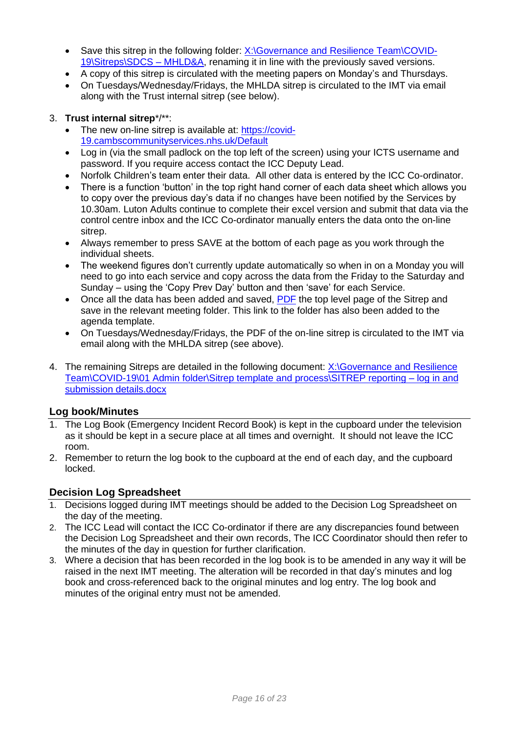- Save this sitrep in the following folder: [X:\Governance and Resilience Team\COVID-19\Sitreps\SDCS – MHLD&A](), renaming it in line with the previously saved versions.
- A copy of this sitrep is circulated with the meeting papers on Monday's and Thursdays.
- On Tuesdays/Wednesday/Fridays, the MHLDA sitrep is circulated to the IMT via email along with the Trust internal sitrep (see below).

3. **Trust internal sitrep***/**:
   - The new on-line sitrep is available at: [https://covid-19.cambscommunityservices.nhs.uk/Default](https://covid-19.cambscommunityservices.nhs.uk/Default)
   - Log in (via the small padlock on the top left of the screen) using your ICTS username and password. If you require access contact the ICC Deputy Lead.
   - Norfolk Children's team enter their data. All other data is entered by the ICC Co-ordinator.
   - There is a function 'button' in the top right hand corner of each data sheet which allows you to copy over the previous day's data if no changes have been notified by the Services by 10.30am. Luton Adults continue to complete their excel version and submit that data via the control centre inbox and the ICC Co-ordinator manually enters the data onto the on-line sitrep.
   - Always remember to press SAVE at the bottom of each page as you work through the individual sheets.
   - The weekend figures don't currently update automatically so when in on a Monday you will need to go into each service and copy across the data from the Friday to the Saturday and Sunday – using the 'Copy Prev Day' button and then 'save' for each Service.
   - Once all the data has been added and saved, [PDF]() the top level page of the Sitrep and save in the relevant meeting folder. This link to the folder has also been added to the agenda template.
   - On Tuesdays/Wednesday/Fridays, the PDF of the on-line sitrep is circulated to the IMT via email along with the MHLDA sitrep (see above).

4. The remaining Sitreps are detailed in the following document: [X:\Governance and Resilience Team\COVID-19\01 Admin folder\Sitrep template and process\SITREP reporting – log in and submission details.docx]()

## Log book/Minutes

1. The Log Book (Emergency Incident Record Book) is kept in the cupboard under the television as it should be kept in a secure place at all times and overnight. It should not leave the ICC room.
2. Remember to return the log book to the cupboard at the end of each day, and the cupboard locked.

## Decision Log Spreadsheet

1. Decisions logged during IMT meetings should be added to the Decision Log Spreadsheet on the day of the meeting.
2. The ICC Lead will contact the ICC Co-ordinator if there are any discrepancies found between the Decision Log Spreadsheet and their own records, The ICC Coordinator should then refer to the minutes of the day in question for further clarification.
3. Where a decision that has been recorded in the log book is to be amended in any way it will be raised in the next IMT meeting. The alteration will be recorded in that day's minutes and log book and cross-referenced back to the original minutes and log entry. The log book and minutes of the original entry must not be amended.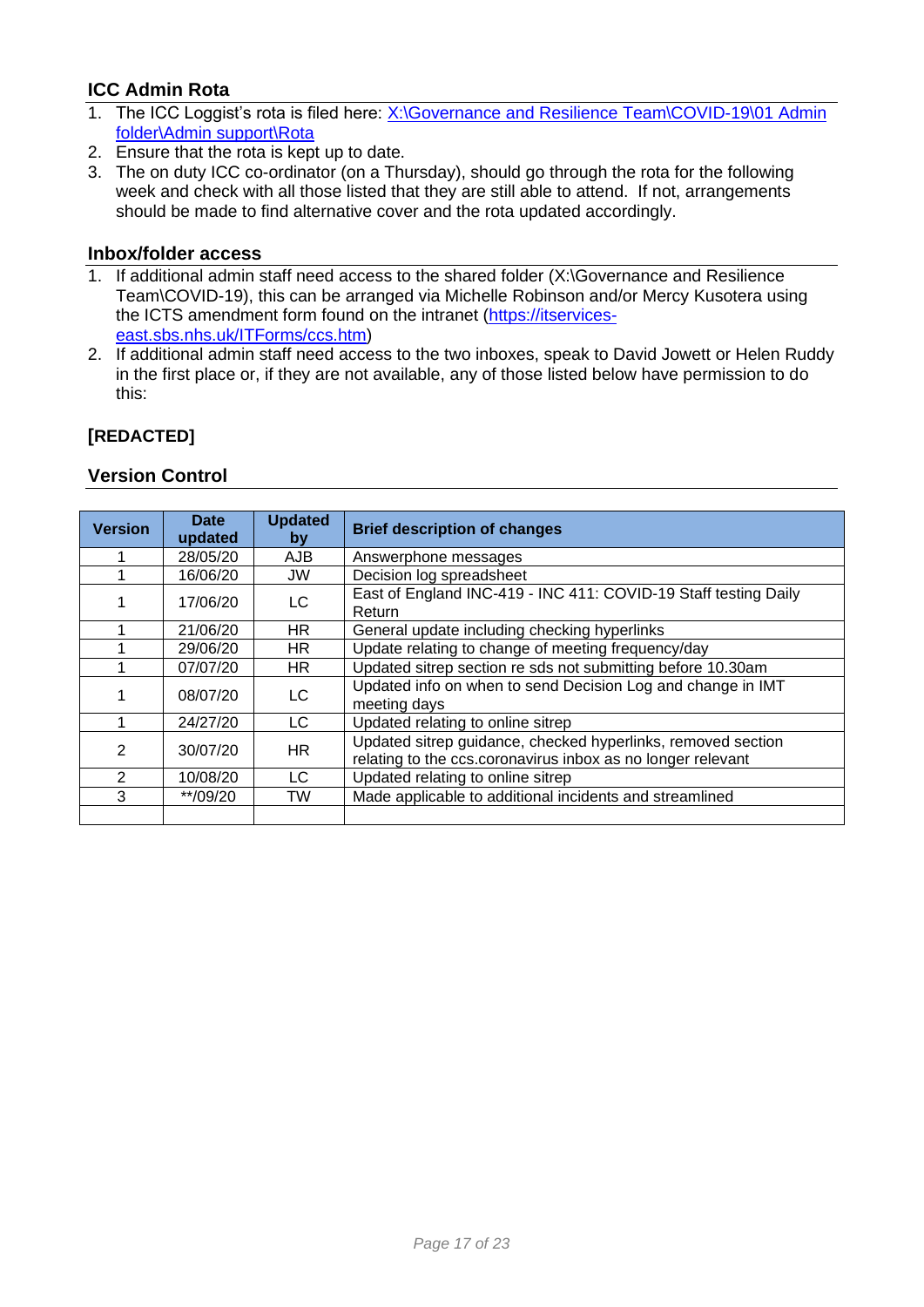### ICC Admin Rota

1. The ICC Loggist's rota is filed here: [X:\Governance and Resilience Team\COVID-19\01 Admin folder\Admin support\Rota](X:\Governance and Resilience Team\COVID-19\01 Admin folder\Admin support\Rota)
2. Ensure that the rota is kept up to date.
3. The on duty ICC co-ordinator (on a Thursday), should go through the rota for the following week and check with all those listed that they are still able to attend. If not, arrangements should be made to find alternative cover and the rota updated accordingly.

### Inbox/folder access

1. If additional admin staff need access to the shared folder (X:\Governance and Resilience Team\COVID-19), this can be arranged via Michelle Robinson and/or Mercy Kusotera using the ICTS amendment form found on the intranet ([https://itservices-east.sbs.nhs.uk/ITForms/ccs.htm](https://itservices-east.sbs.nhs.uk/ITForms/ccs.htm))
2. If additional admin staff need access to the two inboxes, speak to David Jowett or Helen Ruddy in the first place or, if they are not available, any of those listed below have permission to do this:

**[REDACTED]**

### Version Control

| Version | Date updated | Updated by | Brief description of changes |
|---|---|---|---|
| 1 | 28/05/20 | AJB | Answerphone messages |
| 1 | 16/06/20 | JW | Decision log spreadsheet |
| 1 | 17/06/20 | LC | East of England INC-419 - INC 411: COVID-19 Staff testing Daily Return |
| 1 | 21/06/20 | HR | General update including checking hyperlinks |
| 1 | 29/06/20 | HR | Update relating to change of meeting frequency/day |
| 1 | 07/07/20 | HR | Updated sitrep section re sds not submitting before 10.30am |
| 1 | 08/07/20 | LC | Updated info on when to send Decision Log and change in IMT meeting days |
| 1 | 24/27/20 | LC | Updated relating to online sitrep |
| 2 | 30/07/20 | HR | Updated sitrep guidance, checked hyperlinks, removed section relating to the ccs.coronavirus inbox as no longer relevant |
| 2 | 10/08/20 | LC | Updated relating to online sitrep |
| 3 | **/09/20 | TW | Made applicable to additional incidents and streamlined |
| | | | |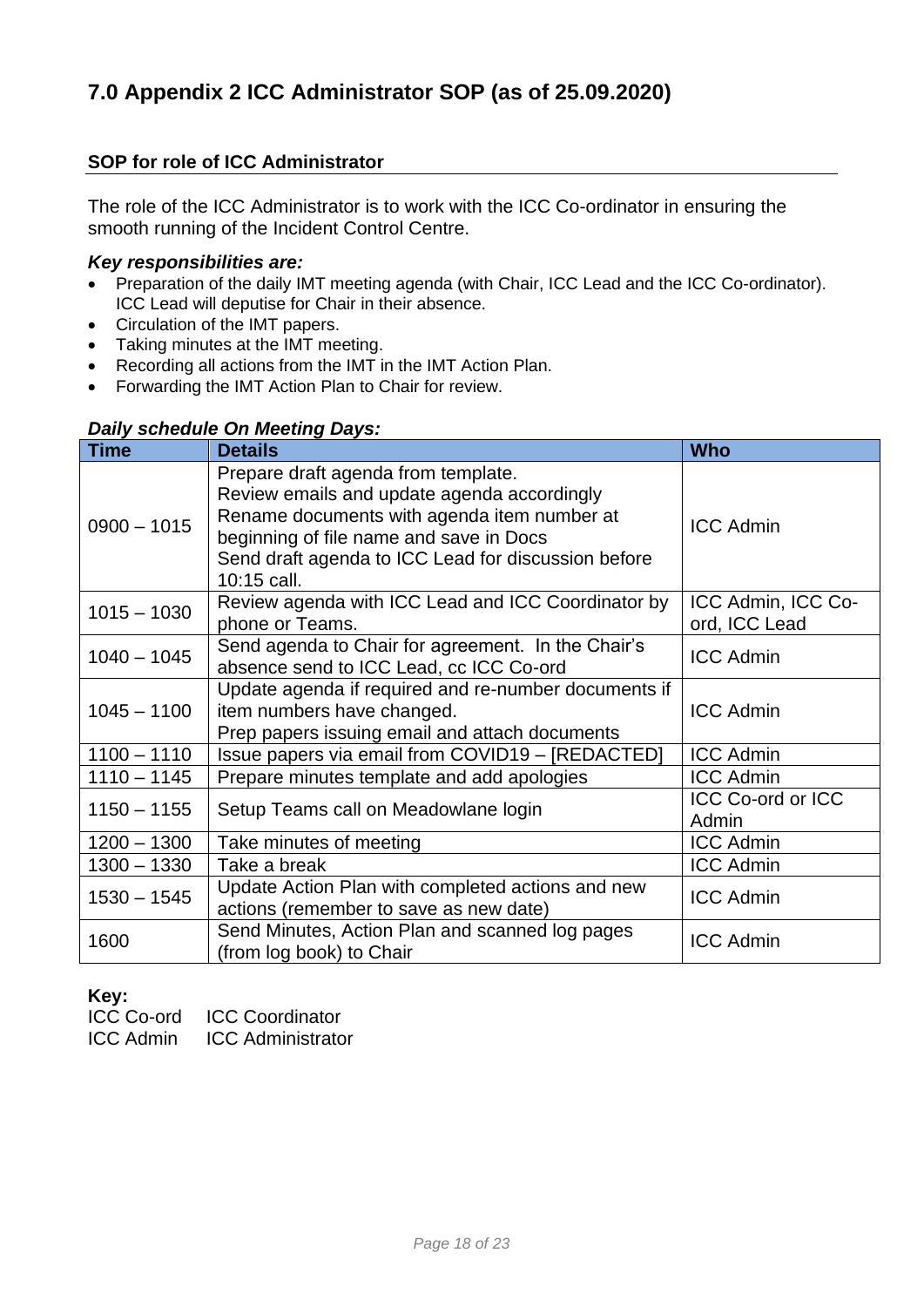# 7.0 Appendix 2 ICC Administrator SOP (as of 25.09.2020)

## SOP for role of ICC Administrator

The role of the ICC Administrator is to work with the ICC Co-ordinator in ensuring the smooth running of the Incident Control Centre.

***Key responsibilities are:***

- Preparation of the daily IMT meeting agenda (with Chair, ICC Lead and the ICC Co-ordinator). ICC Lead will deputise for Chair in their absence.
- Circulation of the IMT papers.
- Taking minutes at the IMT meeting.
- Recording all actions from the IMT in the IMT Action Plan.
- Forwarding the IMT Action Plan to Chair for review.

***Daily schedule On Meeting Days:***

| Time | Details | Who |
|---|---|---|
| 0900 – 1015 | Prepare draft agenda from template.<br>Review emails and update agenda accordingly<br>Rename documents with agenda item number at beginning of file name and save in Docs<br>Send draft agenda to ICC Lead for discussion before 10:15 call. | ICC Admin |
| 1015 – 1030 | Review agenda with ICC Lead and ICC Coordinator by phone or Teams. | ICC Admin, ICC Co-ord, ICC Lead |
| 1040 – 1045 | Send agenda to Chair for agreement. In the Chair's absence send to ICC Lead, cc ICC Co-ord | ICC Admin |
| 1045 – 1100 | Update agenda if required and re-number documents if item numbers have changed.<br>Prep papers issuing email and attach documents | ICC Admin |
| 1100 – 1110 | Issue papers via email from COVID19 – [REDACTED] | ICC Admin |
| 1110 – 1145 | Prepare minutes template and add apologies | ICC Admin |
| 1150 – 1155 | Setup Teams call on Meadowlane login | ICC Co-ord or ICC Admin |
| 1200 – 1300 | Take minutes of meeting | ICC Admin |
| 1300 – 1330 | Take a break | ICC Admin |
| 1530 – 1545 | Update Action Plan with completed actions and new actions (remember to save as new date) | ICC Admin |
| 1600 | Send Minutes, Action Plan and scanned log pages (from log book) to Chair | ICC Admin |

**Key:**

ICC Co-ord  ICC Coordinator
ICC Admin  ICC Administrator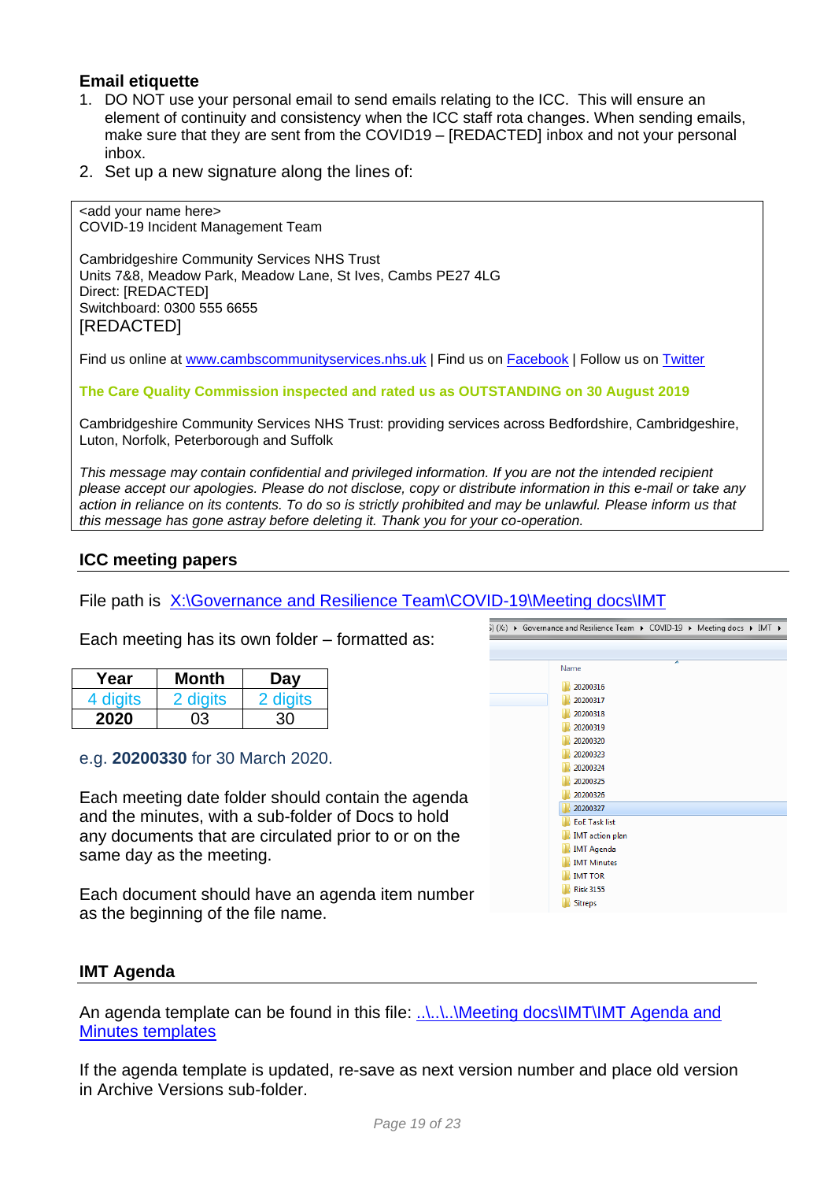### Email etiquette

1. DO NOT use your personal email to send emails relating to the ICC. This will ensure an element of continuity and consistency when the ICC staff rota changes. When sending emails, make sure that they are sent from the COVID19 – [REDACTED] inbox and not your personal inbox.
2. Set up a new signature along the lines of:

> <add your name here>
> COVID-19 Incident Management Team
>
> Cambridgeshire Community Services NHS Trust
> Units 7&8, Meadow Park, Meadow Lane, St Ives, Cambs PE27 4LG
> Direct: [REDACTED]
> Switchboard: 0300 555 6655
> [REDACTED]
>
> Find us online at [www.cambscommunityservices.nhs.uk](www.cambscommunityservices.nhs.uk) | Find us on Facebook | Follow us on Twitter
>
> **The Care Quality Commission inspected and rated us as OUTSTANDING on 30 August 2019**
>
> Cambridgeshire Community Services NHS Trust: providing services across Bedfordshire, Cambridgeshire, Luton, Norfolk, Peterborough and Suffolk
>
> *This message may contain confidential and privileged information. If you are not the intended recipient please accept our apologies. Please do not disclose, copy or distribute information in this e-mail or take any action in reliance on its contents. To do so is strictly prohibited and may be unlawful. Please inform us that this message has gone astray before deleting it. Thank you for your co-operation.*

### ICC meeting papers

File path is X:\Governance and Resilience Team\COVID-19\Meeting docs\IMT

Each meeting has its own folder – formatted as:

| Year | Month | Day |
|---|---|---|
| 4 digits | 2 digits | 2 digits |
| **2020** | 03 | 30 |

e.g. **20200330** for 30 March 2020.

Each meeting date folder should contain the agenda and the minutes, with a sub-folder of Docs to hold any documents that are circulated prior to or on the same day as the meeting.

Each document should have an agenda item number as the beginning of the file name.

(X:) ▸ Governance and Resilience Team ▸ COVID-19 ▸ Meeting docs ▸ IMT ▸

Name
- 20200316
- 20200317
- 20200318
- 20200319
- 20200320
- 20200323
- 20200324
- 20200325
- 20200326
- 20200327
- EoE Task list
- IMT action plan
- IMT Agenda
- IMT Minutes
- IMT TOR
- Risk 3155
- Sitreps

### IMT Agenda

An agenda template can be found in this file: ..\..\..\Meeting docs\IMT\IMT Agenda and Minutes templates

If the agenda template is updated, re-save as next version number and place old version in Archive Versions sub-folder.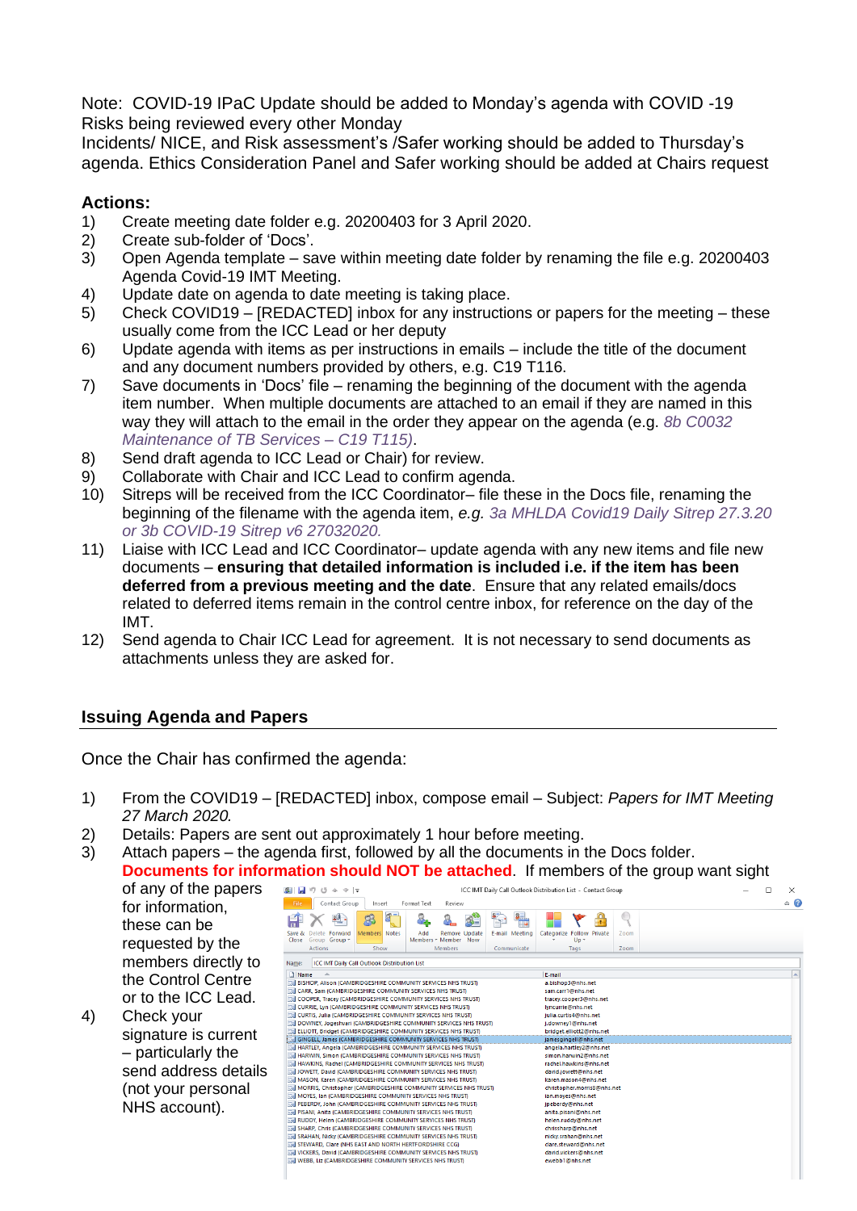Note: COVID-19 IPaC Update should be added to Monday's agenda with COVID -19 Risks being reviewed every other Monday
Incidents/ NICE, and Risk assessment's /Safer working should be added to Thursday's agenda. Ethics Consideration Panel and Safer working should be added at Chairs request

**Actions:**

1) Create meeting date folder e.g. 20200403 for 3 April 2020.
2) Create sub-folder of 'Docs'.
3) Open Agenda template – save within meeting date folder by renaming the file e.g. 20200403 Agenda Covid-19 IMT Meeting.
4) Update date on agenda to date meeting is taking place.
5) Check COVID19 – [REDACTED] inbox for any instructions or papers for the meeting – these usually come from the ICC Lead or her deputy
6) Update agenda with items as per instructions in emails – include the title of the document and any document numbers provided by others, e.g. C19 T116.
7) Save documents in 'Docs' file – renaming the beginning of the document with the agenda item number. When multiple documents are attached to an email if they are named in this way they will attach to the email in the order they appear on the agenda (e.g. *8b C0032 Maintenance of TB Services – C19 T115)*.
8) Send draft agenda to ICC Lead or Chair) for review.
9) Collaborate with Chair and ICC Lead to confirm agenda.
10) Sitreps will be received from the ICC Coordinator– file these in the Docs file, renaming the beginning of the filename with the agenda item, *e.g. 3a MHLDA Covid19 Daily Sitrep 27.3.20 or 3b COVID-19 Sitrep v6 27032020.*
11) Liaise with ICC Lead and ICC Coordinator– update agenda with any new items and file new documents – **ensuring that detailed information is included i.e. if the item has been deferred from a previous meeting and the date**. Ensure that any related emails/docs related to deferred items remain in the control centre inbox, for reference on the day of the IMT.
12) Send agenda to Chair ICC Lead for agreement. It is not necessary to send documents as attachments unless they are asked for.

## Issuing Agenda and Papers

Once the Chair has confirmed the agenda:

1) From the COVID19 – [REDACTED] inbox, compose email – Subject: *Papers for IMT Meeting 27 March 2020.*
2) Details: Papers are sent out approximately 1 hour before meeting.
3) Attach papers – the agenda first, followed by all the documents in the Docs folder. **Documents for information should NOT be attached**. If members of the group want sight of any of the papers for information, these can be requested by the members directly to the Control Centre or to the ICC Lead.
4) Check your signature is current – particularly the send address details (not your personal NHS account).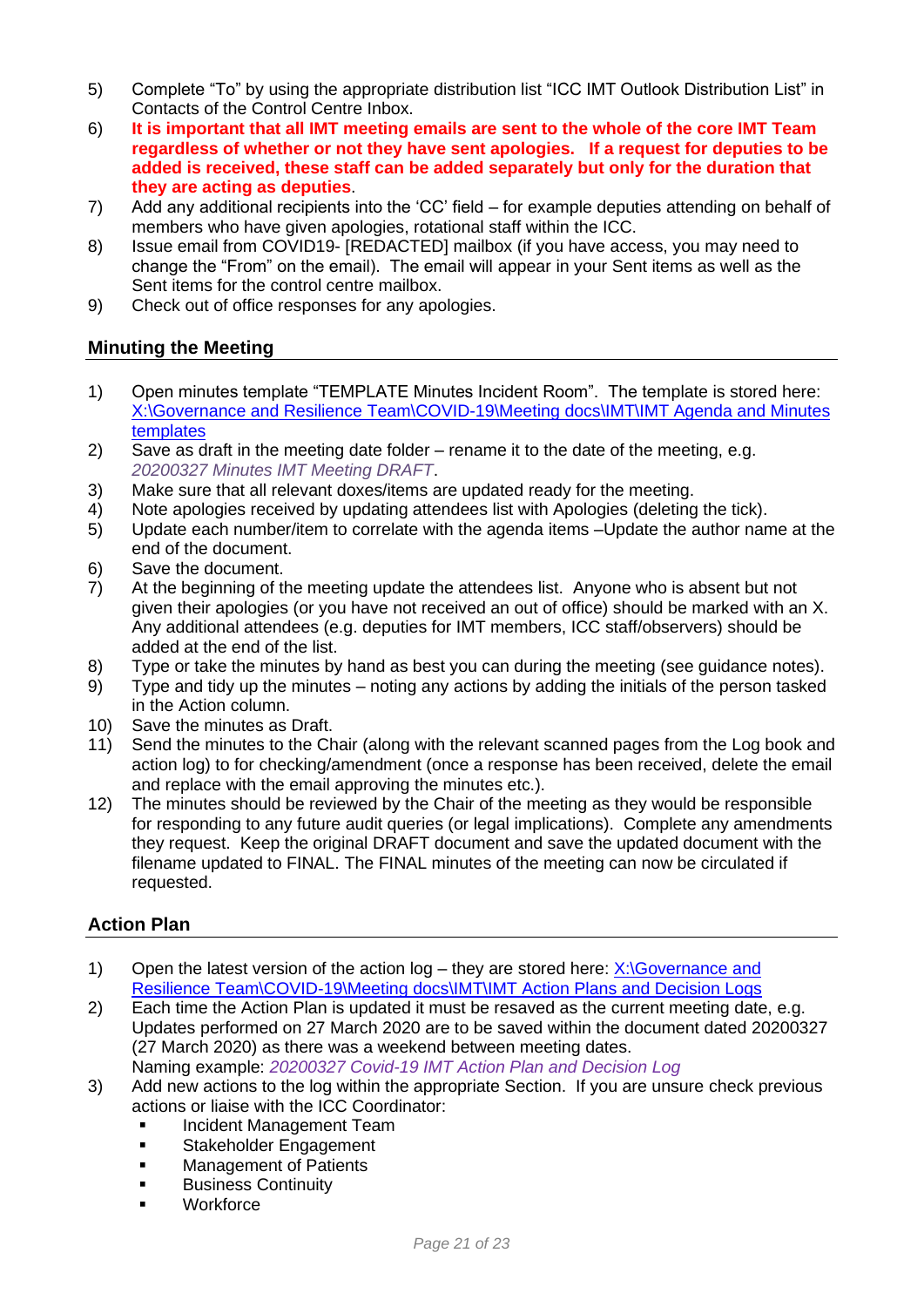5) Complete "To" by using the appropriate distribution list "ICC IMT Outlook Distribution List" in Contacts of the Control Centre Inbox.
6) **It is important that all IMT meeting emails are sent to the whole of the core IMT Team regardless of whether or not they have sent apologies. If a request for deputies to be added is received, these staff can be added separately but only for the duration that they are acting as deputies**.
7) Add any additional recipients into the 'CC' field – for example deputies attending on behalf of members who have given apologies, rotational staff within the ICC.
8) Issue email from COVID19- [REDACTED] mailbox (if you have access, you may need to change the "From" on the email). The email will appear in your Sent items as well as the Sent items for the control centre mailbox.
9) Check out of office responses for any apologies.

## Minuting the Meeting

1) Open minutes template "TEMPLATE Minutes Incident Room". The template is stored here: X:\Governance and Resilience Team\COVID-19\Meeting docs\IMT\IMT Agenda and Minutes templates
2) Save as draft in the meeting date folder – rename it to the date of the meeting, e.g. *20200327 Minutes IMT Meeting DRAFT*.
3) Make sure that all relevant doxes/items are updated ready for the meeting.
4) Note apologies received by updating attendees list with Apologies (deleting the tick).
5) Update each number/item to correlate with the agenda items –Update the author name at the end of the document.
6) Save the document.
7) At the beginning of the meeting update the attendees list. Anyone who is absent but not given their apologies (or you have not received an out of office) should be marked with an X. Any additional attendees (e.g. deputies for IMT members, ICC staff/observers) should be added at the end of the list.
8) Type or take the minutes by hand as best you can during the meeting (see guidance notes).
9) Type and tidy up the minutes – noting any actions by adding the initials of the person tasked in the Action column.
10) Save the minutes as Draft.
11) Send the minutes to the Chair (along with the relevant scanned pages from the Log book and action log) to for checking/amendment (once a response has been received, delete the email and replace with the email approving the minutes etc.).
12) The minutes should be reviewed by the Chair of the meeting as they would be responsible for responding to any future audit queries (or legal implications). Complete any amendments they request. Keep the original DRAFT document and save the updated document with the filename updated to FINAL. The FINAL minutes of the meeting can now be circulated if requested.

## Action Plan

1) Open the latest version of the action log – they are stored here: X:\Governance and Resilience Team\COVID-19\Meeting docs\IMT\IMT Action Plans and Decision Logs
2) Each time the Action Plan is updated it must be resaved as the current meeting date, e.g. Updates performed on 27 March 2020 are to be saved within the document dated 20200327 (27 March 2020) as there was a weekend between meeting dates.
   Naming example: *20200327 Covid-19 IMT Action Plan and Decision Log*
3) Add new actions to the log within the appropriate Section. If you are unsure check previous actions or liaise with the ICC Coordinator:
   - Incident Management Team
   - Stakeholder Engagement
   - Management of Patients
   - Business Continuity
   - Workforce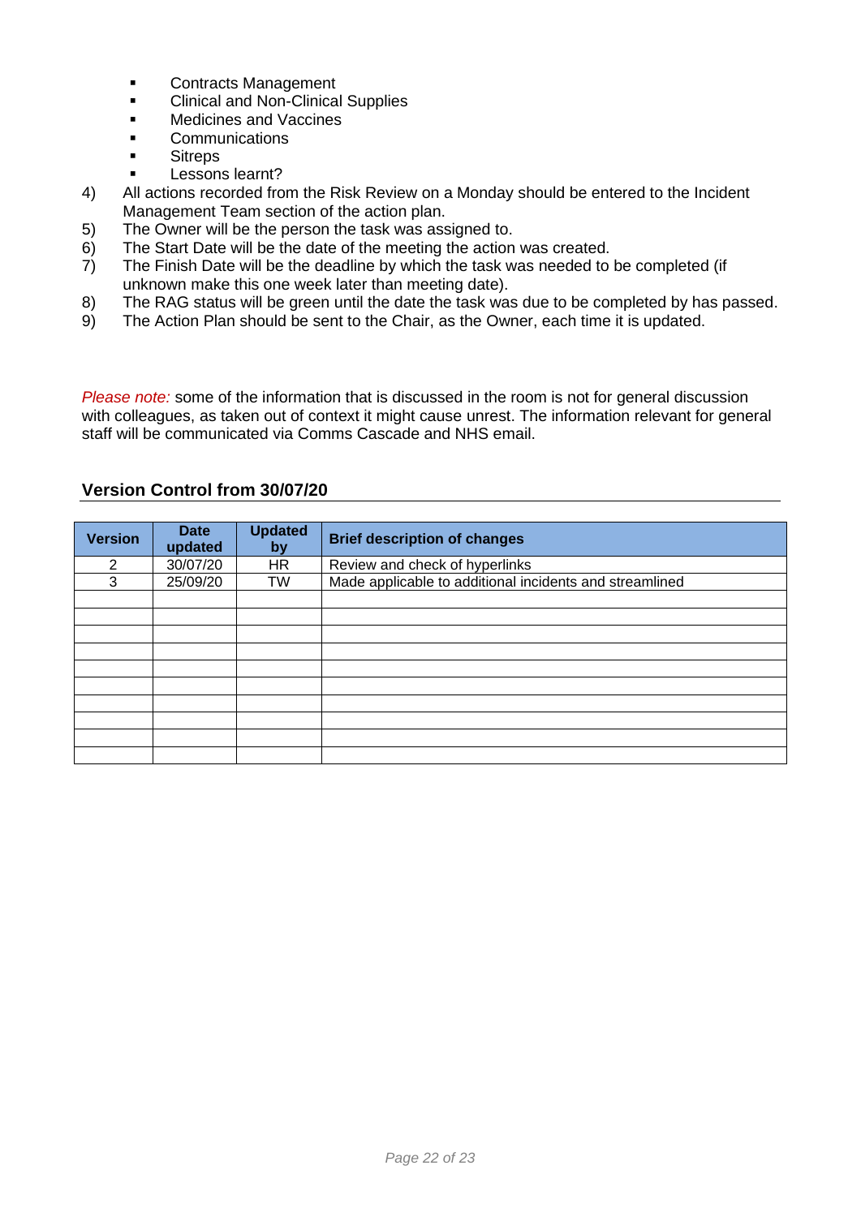- Contracts Management
- Clinical and Non-Clinical Supplies
- Medicines and Vaccines
- Communications
- Sitreps
- Lessons learnt?

4) All actions recorded from the Risk Review on a Monday should be entered to the Incident Management Team section of the action plan.
5) The Owner will be the person the task was assigned to.
6) The Start Date will be the date of the meeting the action was created.
7) The Finish Date will be the deadline by which the task was needed to be completed (if unknown make this one week later than meeting date).
8) The RAG status will be green until the date the task was due to be completed by has passed.
9) The Action Plan should be sent to the Chair, as the Owner, each time it is updated.

*Please note:* some of the information that is discussed in the room is not for general discussion with colleagues, as taken out of context it might cause unrest. The information relevant for general staff will be communicated via Comms Cascade and NHS email.

### Version Control from 30/07/20

| Version | Date updated | Updated by | Brief description of changes |
|---|---|---|---|
| 2 | 30/07/20 | HR | Review and check of hyperlinks |
| 3 | 25/09/20 | TW | Made applicable to additional incidents and streamlined |
| | | | |
| | | | |
| | | | |
| | | | |
| | | | |
| | | | |
| | | | |
| | | | |
| | | | |
| | | | |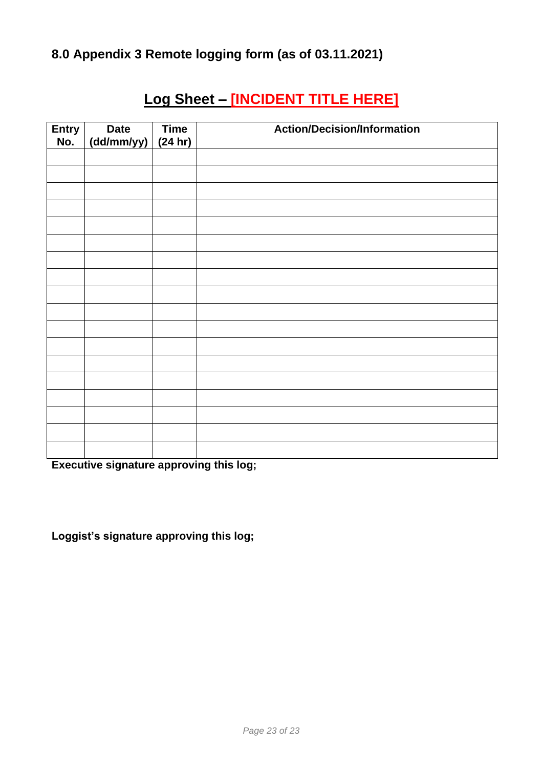## 8.0 Appendix 3 Remote logging form (as of 03.11.2021)

# Log Sheet – [INCIDENT TITLE HERE]

| Entry No. | Date (dd/mm/yy) | Time (24 hr) | Action/Decision/Information |
|---|---|---|---|
| | | | |
| | | | |
| | | | |
| | | | |
| | | | |
| | | | |
| | | | |
| | | | |
| | | | |
| | | | |
| | | | |
| | | | |
| | | | |
| | | | |
| | | | |
| | | | |
| | | | |
| | | | |

**Executive signature approving this log;**

**Loggist's signature approving this log;**